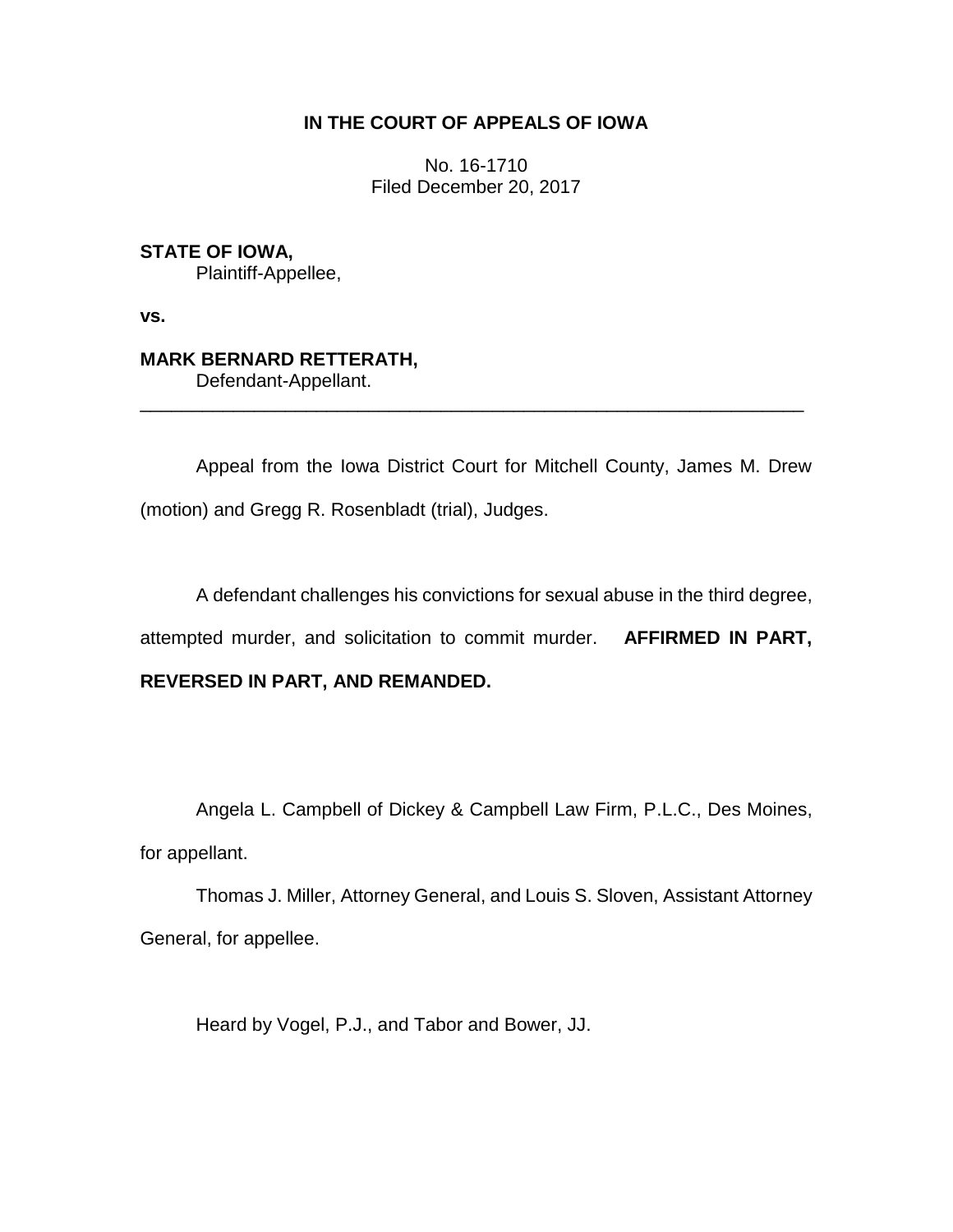**IN THE COURT OF APPEALS OF IOWA**

No. 16-1710
Filed December 20, 2017

**STATE OF IOWA,**
Plaintiff-Appellee,

**vs.**

**MARK BERNARD RETTERATH,**
Defendant-Appellant.

---

Appeal from the Iowa District Court for Mitchell County, James M. Drew (motion) and Gregg R. Rosenbladt (trial), Judges.

A defendant challenges his convictions for sexual abuse in the third degree, attempted murder, and solicitation to commit murder. **AFFIRMED IN PART, REVERSED IN PART, AND REMANDED.**

Angela L. Campbell of Dickey & Campbell Law Firm, P.L.C., Des Moines, for appellant.

Thomas J. Miller, Attorney General, and Louis S. Sloven, Assistant Attorney General, for appellee.

Heard by Vogel, P.J., and Tabor and Bower, JJ.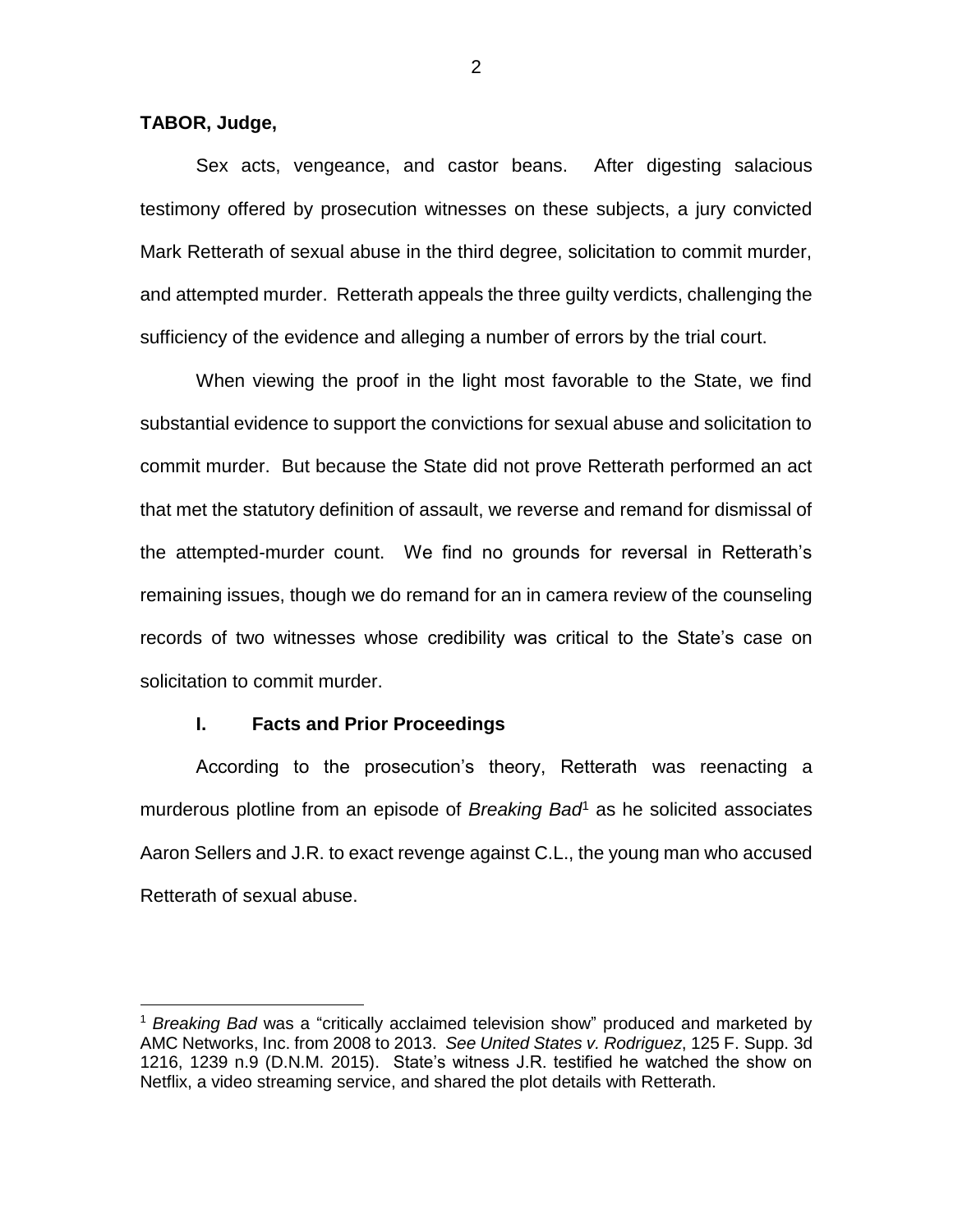**TABOR, Judge,**

Sex acts, vengeance, and castor beans. After digesting salacious testimony offered by prosecution witnesses on these subjects, a jury convicted Mark Retterath of sexual abuse in the third degree, solicitation to commit murder, and attempted murder. Retterath appeals the three guilty verdicts, challenging the sufficiency of the evidence and alleging a number of errors by the trial court.

When viewing the proof in the light most favorable to the State, we find substantial evidence to support the convictions for sexual abuse and solicitation to commit murder. But because the State did not prove Retterath performed an act that met the statutory definition of assault, we reverse and remand for dismissal of the attempted-murder count. We find no grounds for reversal in Retterath's remaining issues, though we do remand for an in camera review of the counseling records of two witnesses whose credibility was critical to the State's case on solicitation to commit murder.

## I. Facts and Prior Proceedings

According to the prosecution's theory, Retterath was reenacting a murderous plotline from an episode of *Breaking Bad*[1] as he solicited associates Aaron Sellers and J.R. to exact revenge against C.L., the young man who accused Retterath of sexual abuse.

[1] *Breaking Bad* was a "critically acclaimed television show" produced and marketed by AMC Networks, Inc. from 2008 to 2013. *See United States v. Rodriguez*, 125 F. Supp. 3d 1216, 1239 n.9 (D.N.M. 2015). State's witness J.R. testified he watched the show on Netflix, a video streaming service, and shared the plot details with Retterath.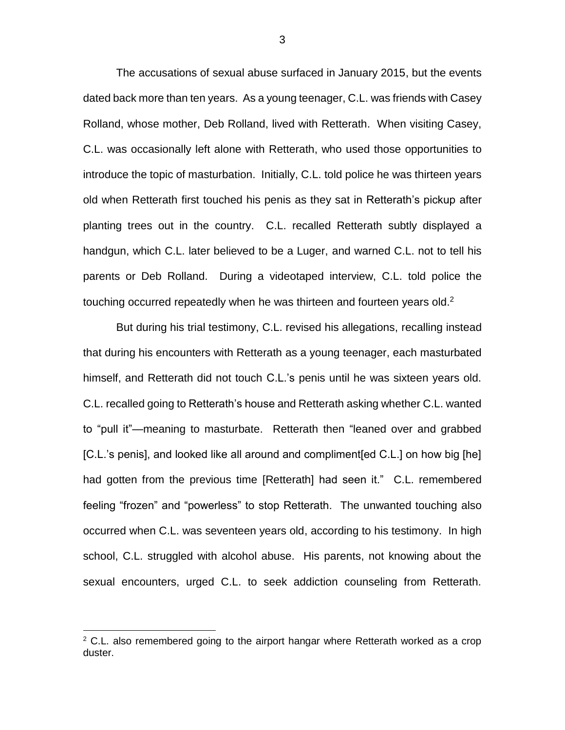The accusations of sexual abuse surfaced in January 2015, but the events dated back more than ten years. As a young teenager, C.L. was friends with Casey Rolland, whose mother, Deb Rolland, lived with Retterath. When visiting Casey, C.L. was occasionally left alone with Retterath, who used those opportunities to introduce the topic of masturbation. Initially, C.L. told police he was thirteen years old when Retterath first touched his penis as they sat in Retterath's pickup after planting trees out in the country. C.L. recalled Retterath subtly displayed a handgun, which C.L. later believed to be a Luger, and warned C.L. not to tell his parents or Deb Rolland. During a videotaped interview, C.L. told police the touching occurred repeatedly when he was thirteen and fourteen years old.[2]

But during his trial testimony, C.L. revised his allegations, recalling instead that during his encounters with Retterath as a young teenager, each masturbated himself, and Retterath did not touch C.L.'s penis until he was sixteen years old. C.L. recalled going to Retterath's house and Retterath asking whether C.L. wanted to "pull it"—meaning to masturbate. Retterath then "leaned over and grabbed [C.L.'s penis], and looked like all around and compliment[ed C.L.] on how big [he] had gotten from the previous time [Retterath] had seen it." C.L. remembered feeling "frozen" and "powerless" to stop Retterath. The unwanted touching also occurred when C.L. was seventeen years old, according to his testimony. In high school, C.L. struggled with alcohol abuse. His parents, not knowing about the sexual encounters, urged C.L. to seek addiction counseling from Retterath.

[2] C.L. also remembered going to the airport hangar where Retterath worked as a crop duster.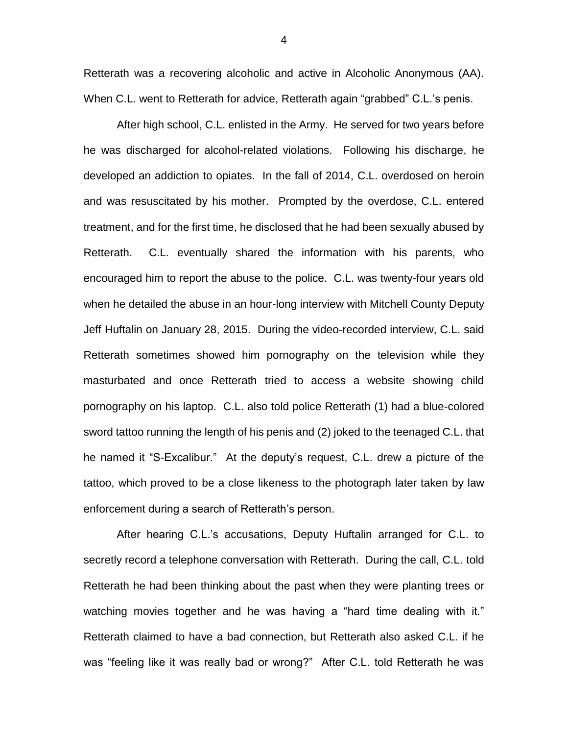Retterath was a recovering alcoholic and active in Alcoholic Anonymous (AA). When C.L. went to Retterath for advice, Retterath again "grabbed" C.L.'s penis.

After high school, C.L. enlisted in the Army. He served for two years before he was discharged for alcohol-related violations. Following his discharge, he developed an addiction to opiates. In the fall of 2014, C.L. overdosed on heroin and was resuscitated by his mother. Prompted by the overdose, C.L. entered treatment, and for the first time, he disclosed that he had been sexually abused by Retterath. C.L. eventually shared the information with his parents, who encouraged him to report the abuse to the police. C.L. was twenty-four years old when he detailed the abuse in an hour-long interview with Mitchell County Deputy Jeff Huftalin on January 28, 2015. During the video-recorded interview, C.L. said Retterath sometimes showed him pornography on the television while they masturbated and once Retterath tried to access a website showing child pornography on his laptop. C.L. also told police Retterath (1) had a blue-colored sword tattoo running the length of his penis and (2) joked to the teenaged C.L. that he named it "S-Excalibur." At the deputy's request, C.L. drew a picture of the tattoo, which proved to be a close likeness to the photograph later taken by law enforcement during a search of Retterath's person.

After hearing C.L.'s accusations, Deputy Huftalin arranged for C.L. to secretly record a telephone conversation with Retterath. During the call, C.L. told Retterath he had been thinking about the past when they were planting trees or watching movies together and he was having a "hard time dealing with it." Retterath claimed to have a bad connection, but Retterath also asked C.L. if he was "feeling like it was really bad or wrong?" After C.L. told Retterath he was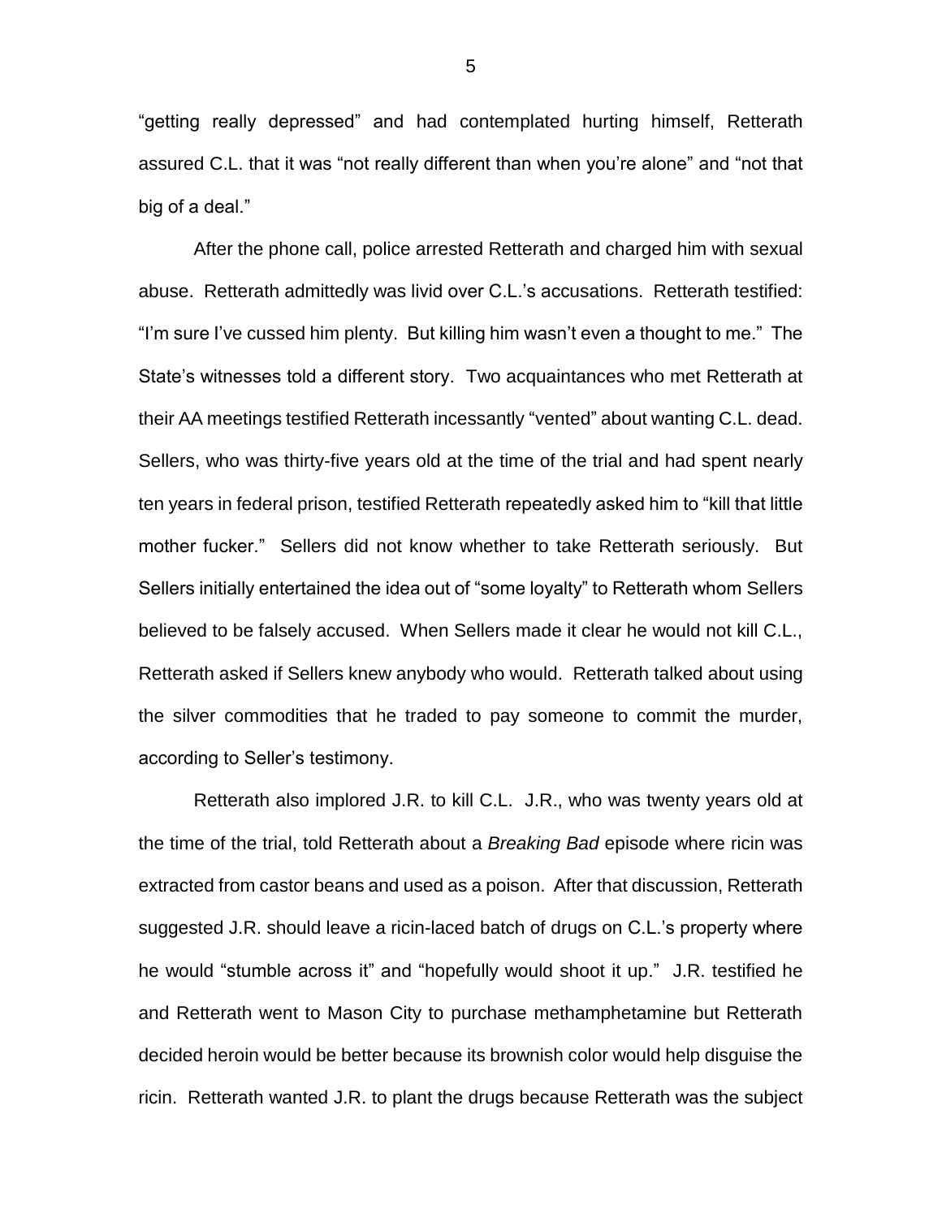"getting really depressed" and had contemplated hurting himself, Retterath assured C.L. that it was "not really different than when you're alone" and "not that big of a deal."

After the phone call, police arrested Retterath and charged him with sexual abuse. Retterath admittedly was livid over C.L.'s accusations. Retterath testified: "I'm sure I've cussed him plenty. But killing him wasn't even a thought to me." The State's witnesses told a different story. Two acquaintances who met Retterath at their AA meetings testified Retterath incessantly "vented" about wanting C.L. dead. Sellers, who was thirty-five years old at the time of the trial and had spent nearly ten years in federal prison, testified Retterath repeatedly asked him to "kill that little mother fucker." Sellers did not know whether to take Retterath seriously. But Sellers initially entertained the idea out of "some loyalty" to Retterath whom Sellers believed to be falsely accused. When Sellers made it clear he would not kill C.L., Retterath asked if Sellers knew anybody who would. Retterath talked about using the silver commodities that he traded to pay someone to commit the murder, according to Seller's testimony.

Retterath also implored J.R. to kill C.L. J.R., who was twenty years old at the time of the trial, told Retterath about a *Breaking Bad* episode where ricin was extracted from castor beans and used as a poison. After that discussion, Retterath suggested J.R. should leave a ricin-laced batch of drugs on C.L.'s property where he would "stumble across it" and "hopefully would shoot it up." J.R. testified he and Retterath went to Mason City to purchase methamphetamine but Retterath decided heroin would be better because its brownish color would help disguise the ricin. Retterath wanted J.R. to plant the drugs because Retterath was the subject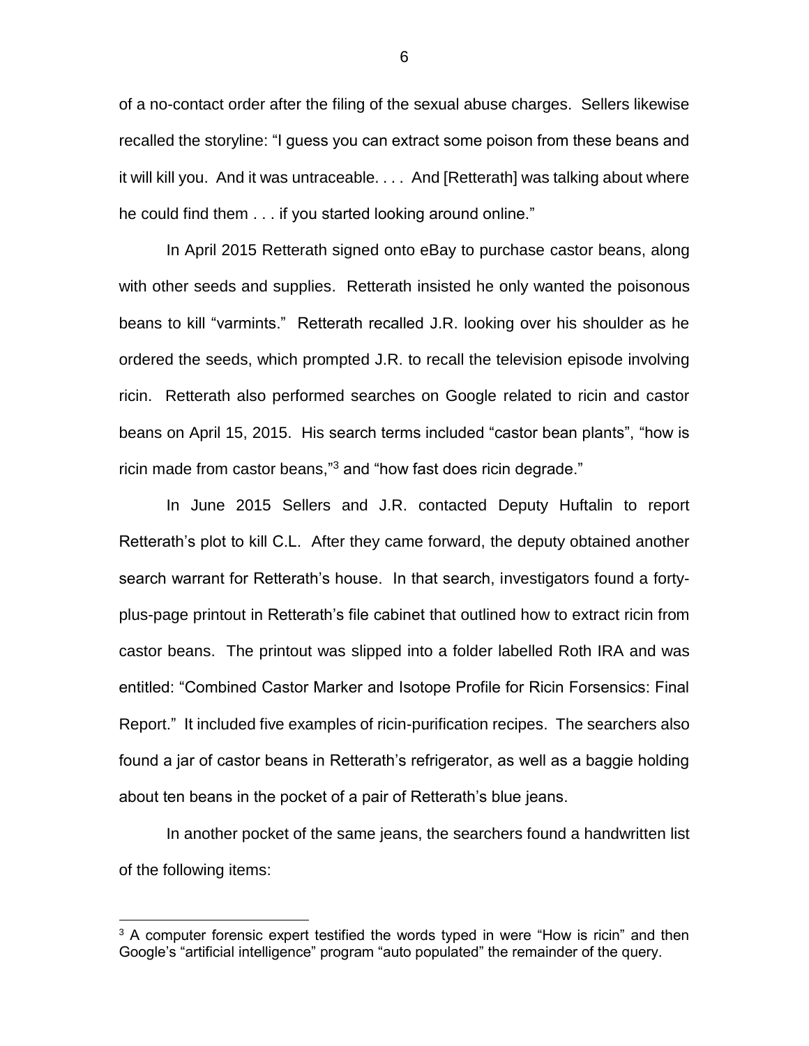of a no-contact order after the filing of the sexual abuse charges. Sellers likewise recalled the storyline: "I guess you can extract some poison from these beans and it will kill you. And it was untraceable. . . . And [Retterath] was talking about where he could find them . . . if you started looking around online."

In April 2015 Retterath signed onto eBay to purchase castor beans, along with other seeds and supplies. Retterath insisted he only wanted the poisonous beans to kill "varmints." Retterath recalled J.R. looking over his shoulder as he ordered the seeds, which prompted J.R. to recall the television episode involving ricin. Retterath also performed searches on Google related to ricin and castor beans on April 15, 2015. His search terms included "castor bean plants", "how is ricin made from castor beans,"[3] and "how fast does ricin degrade."

In June 2015 Sellers and J.R. contacted Deputy Huftalin to report Retterath's plot to kill C.L. After they came forward, the deputy obtained another search warrant for Retterath's house. In that search, investigators found a forty-plus-page printout in Retterath's file cabinet that outlined how to extract ricin from castor beans. The printout was slipped into a folder labelled Roth IRA and was entitled: "Combined Castor Marker and Isotope Profile for Ricin Forsensics: Final Report." It included five examples of ricin-purification recipes. The searchers also found a jar of castor beans in Retterath's refrigerator, as well as a baggie holding about ten beans in the pocket of a pair of Retterath's blue jeans.

In another pocket of the same jeans, the searchers found a handwritten list of the following items:

[3] A computer forensic expert testified the words typed in were "How is ricin" and then Google's "artificial intelligence" program "auto populated" the remainder of the query.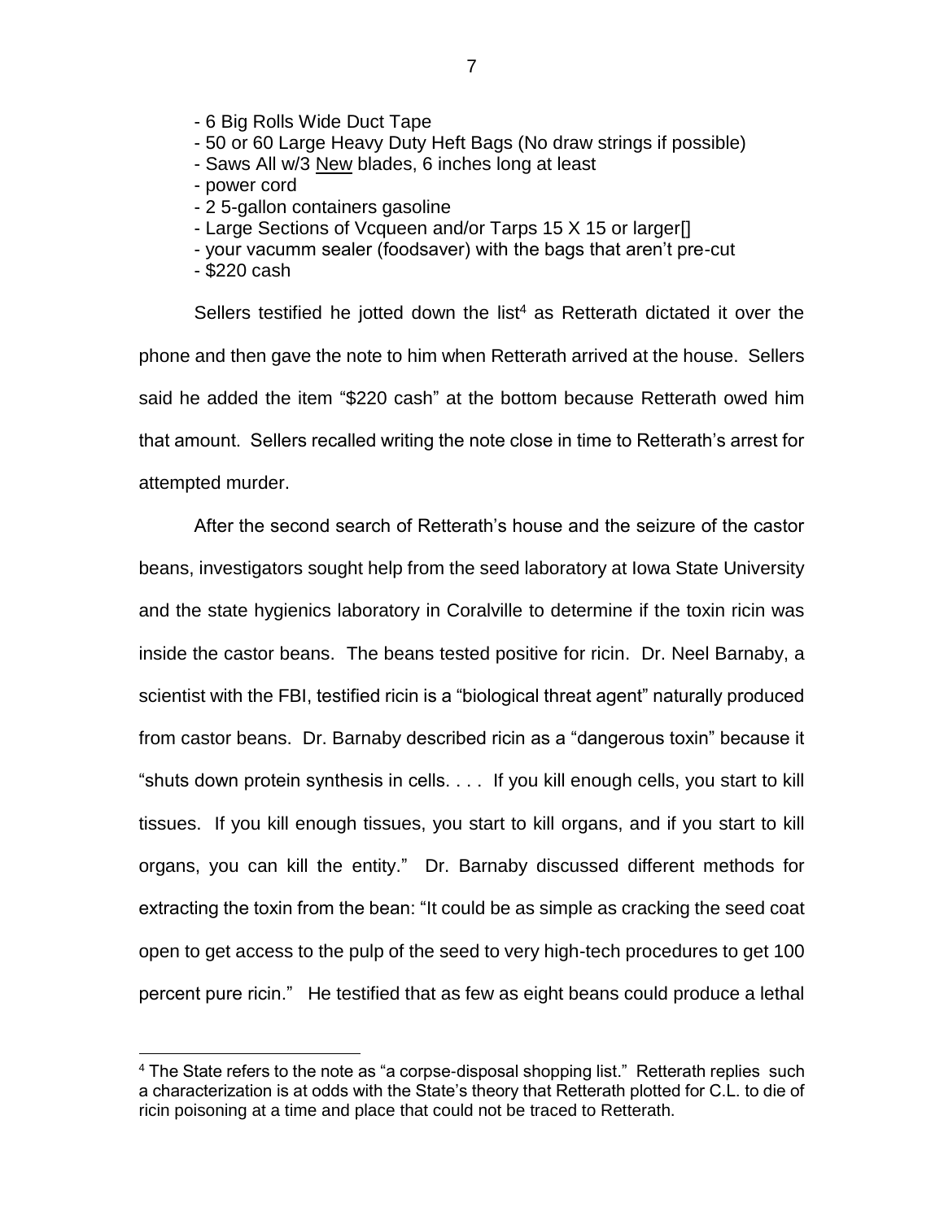- 6 Big Rolls Wide Duct Tape
- 50 or 60 Large Heavy Duty Heft Bags (No draw strings if possible)
- Saws All w/3 New blades, 6 inches long at least
- power cord
- 2 5-gallon containers gasoline
- Large Sections of Vcqueen and/or Tarps 15 X 15 or larger[]
- your vacumm sealer (foodsaver) with the bags that aren't pre-cut
- $220 cash

Sellers testified he jotted down the list[4] as Retterath dictated it over the phone and then gave the note to him when Retterath arrived at the house. Sellers said he added the item "$220 cash" at the bottom because Retterath owed him that amount. Sellers recalled writing the note close in time to Retterath's arrest for attempted murder.

After the second search of Retterath's house and the seizure of the castor beans, investigators sought help from the seed laboratory at Iowa State University and the state hygienics laboratory in Coralville to determine if the toxin ricin was inside the castor beans. The beans tested positive for ricin. Dr. Neel Barnaby, a scientist with the FBI, testified ricin is a "biological threat agent" naturally produced from castor beans. Dr. Barnaby described ricin as a "dangerous toxin" because it "shuts down protein synthesis in cells. . . . If you kill enough cells, you start to kill tissues. If you kill enough tissues, you start to kill organs, and if you start to kill organs, you can kill the entity." Dr. Barnaby discussed different methods for extracting the toxin from the bean: "It could be as simple as cracking the seed coat open to get access to the pulp of the seed to very high-tech procedures to get 100 percent pure ricin." He testified that as few as eight beans could produce a lethal

[4] The State refers to the note as "a corpse-disposal shopping list." Retterath replies such a characterization is at odds with the State's theory that Retterath plotted for C.L. to die of ricin poisoning at a time and place that could not be traced to Retterath.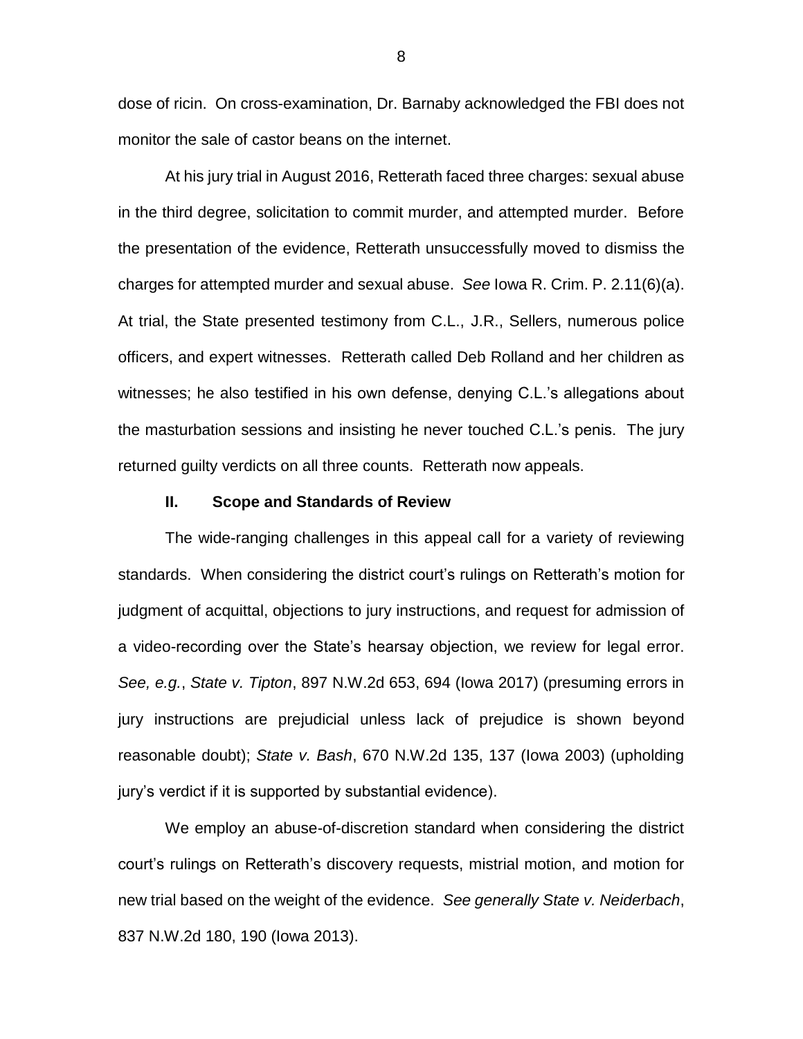dose of ricin. On cross-examination, Dr. Barnaby acknowledged the FBI does not monitor the sale of castor beans on the internet.

At his jury trial in August 2016, Retterath faced three charges: sexual abuse in the third degree, solicitation to commit murder, and attempted murder. Before the presentation of the evidence, Retterath unsuccessfully moved to dismiss the charges for attempted murder and sexual abuse. *See* Iowa R. Crim. P. 2.11(6)(a). At trial, the State presented testimony from C.L., J.R., Sellers, numerous police officers, and expert witnesses. Retterath called Deb Rolland and her children as witnesses; he also testified in his own defense, denying C.L.'s allegations about the masturbation sessions and insisting he never touched C.L.'s penis. The jury returned guilty verdicts on all three counts. Retterath now appeals.

## II. Scope and Standards of Review

The wide-ranging challenges in this appeal call for a variety of reviewing standards. When considering the district court's rulings on Retterath's motion for judgment of acquittal, objections to jury instructions, and request for admission of a video-recording over the State's hearsay objection, we review for legal error. *See, e.g.*, *State v. Tipton*, 897 N.W.2d 653, 694 (Iowa 2017) (presuming errors in jury instructions are prejudicial unless lack of prejudice is shown beyond reasonable doubt); *State v. Bash*, 670 N.W.2d 135, 137 (Iowa 2003) (upholding jury's verdict if it is supported by substantial evidence).

We employ an abuse-of-discretion standard when considering the district court's rulings on Retterath's discovery requests, mistrial motion, and motion for new trial based on the weight of the evidence. *See generally State v. Neiderbach*, 837 N.W.2d 180, 190 (Iowa 2013).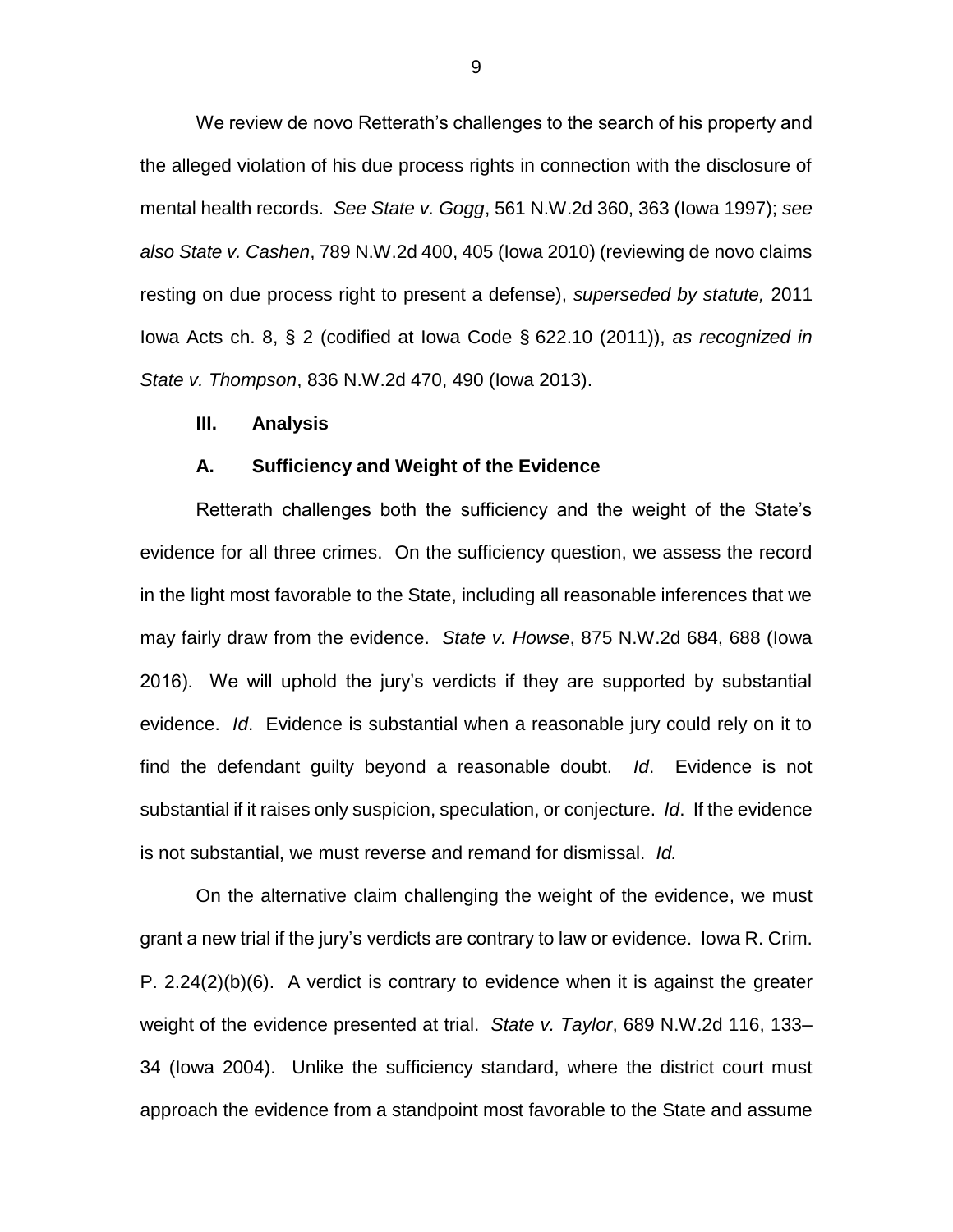We review de novo Retterath's challenges to the search of his property and the alleged violation of his due process rights in connection with the disclosure of mental health records. *See State v. Gogg*, 561 N.W.2d 360, 363 (Iowa 1997); *see also State v. Cashen*, 789 N.W.2d 400, 405 (Iowa 2010) (reviewing de novo claims resting on due process right to present a defense), *superseded by statute,* 2011 Iowa Acts ch. 8, § 2 (codified at Iowa Code § 622.10 (2011)), *as recognized in State v. Thompson*, 836 N.W.2d 470, 490 (Iowa 2013).

## III. Analysis

### A. Sufficiency and Weight of the Evidence

Retterath challenges both the sufficiency and the weight of the State's evidence for all three crimes. On the sufficiency question, we assess the record in the light most favorable to the State, including all reasonable inferences that we may fairly draw from the evidence. *State v. Howse*, 875 N.W.2d 684, 688 (Iowa 2016). We will uphold the jury's verdicts if they are supported by substantial evidence. *Id*. Evidence is substantial when a reasonable jury could rely on it to find the defendant guilty beyond a reasonable doubt. *Id*. Evidence is not substantial if it raises only suspicion, speculation, or conjecture. *Id*. If the evidence is not substantial, we must reverse and remand for dismissal. *Id.*

On the alternative claim challenging the weight of the evidence, we must grant a new trial if the jury's verdicts are contrary to law or evidence. Iowa R. Crim. P. 2.24(2)(b)(6). A verdict is contrary to evidence when it is against the greater weight of the evidence presented at trial. *State v. Taylor*, 689 N.W.2d 116, 133–34 (Iowa 2004). Unlike the sufficiency standard, where the district court must approach the evidence from a standpoint most favorable to the State and assume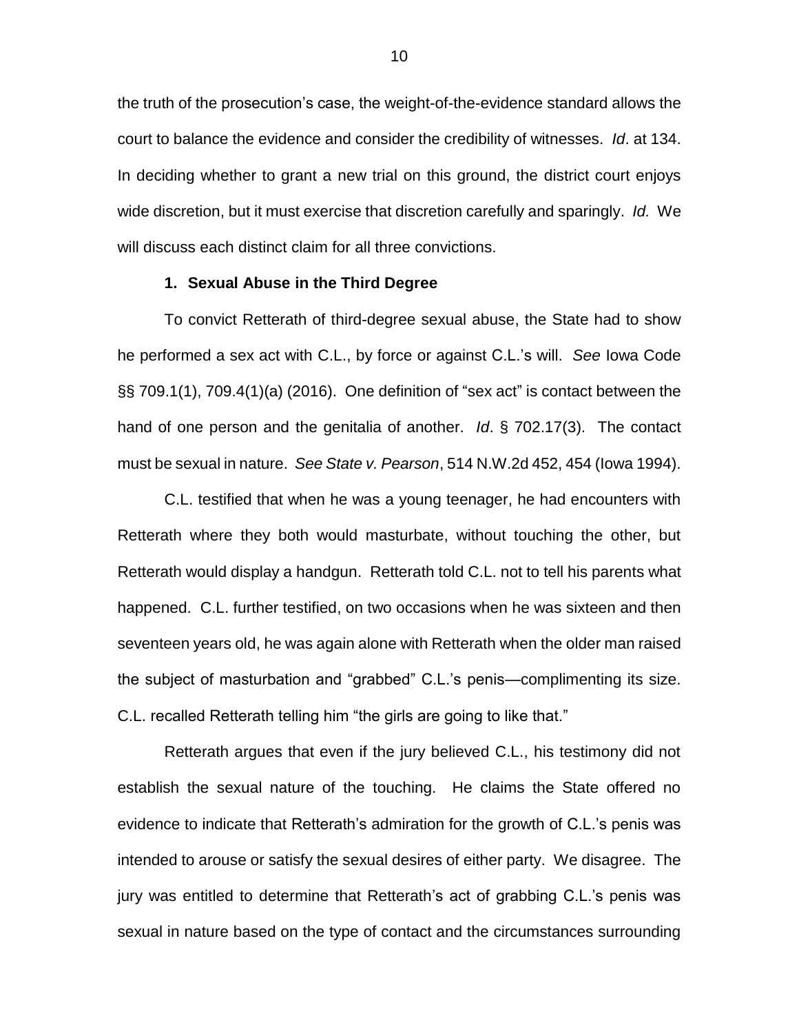the truth of the prosecution's case, the weight-of-the-evidence standard allows the court to balance the evidence and consider the credibility of witnesses. *Id*. at 134. In deciding whether to grant a new trial on this ground, the district court enjoys wide discretion, but it must exercise that discretion carefully and sparingly. *Id.* We will discuss each distinct claim for all three convictions.

### 1. Sexual Abuse in the Third Degree

To convict Retterath of third-degree sexual abuse, the State had to show he performed a sex act with C.L., by force or against C.L.'s will. *See* Iowa Code §§ 709.1(1), 709.4(1)(a) (2016). One definition of "sex act" is contact between the hand of one person and the genitalia of another. *Id*. § 702.17(3). The contact must be sexual in nature. *See State v. Pearson*, 514 N.W.2d 452, 454 (Iowa 1994).

C.L. testified that when he was a young teenager, he had encounters with Retterath where they both would masturbate, without touching the other, but Retterath would display a handgun. Retterath told C.L. not to tell his parents what happened. C.L. further testified, on two occasions when he was sixteen and then seventeen years old, he was again alone with Retterath when the older man raised the subject of masturbation and "grabbed" C.L.'s penis—complimenting its size. C.L. recalled Retterath telling him "the girls are going to like that."

Retterath argues that even if the jury believed C.L., his testimony did not establish the sexual nature of the touching. He claims the State offered no evidence to indicate that Retterath's admiration for the growth of C.L.'s penis was intended to arouse or satisfy the sexual desires of either party. We disagree. The jury was entitled to determine that Retterath's act of grabbing C.L.'s penis was sexual in nature based on the type of contact and the circumstances surrounding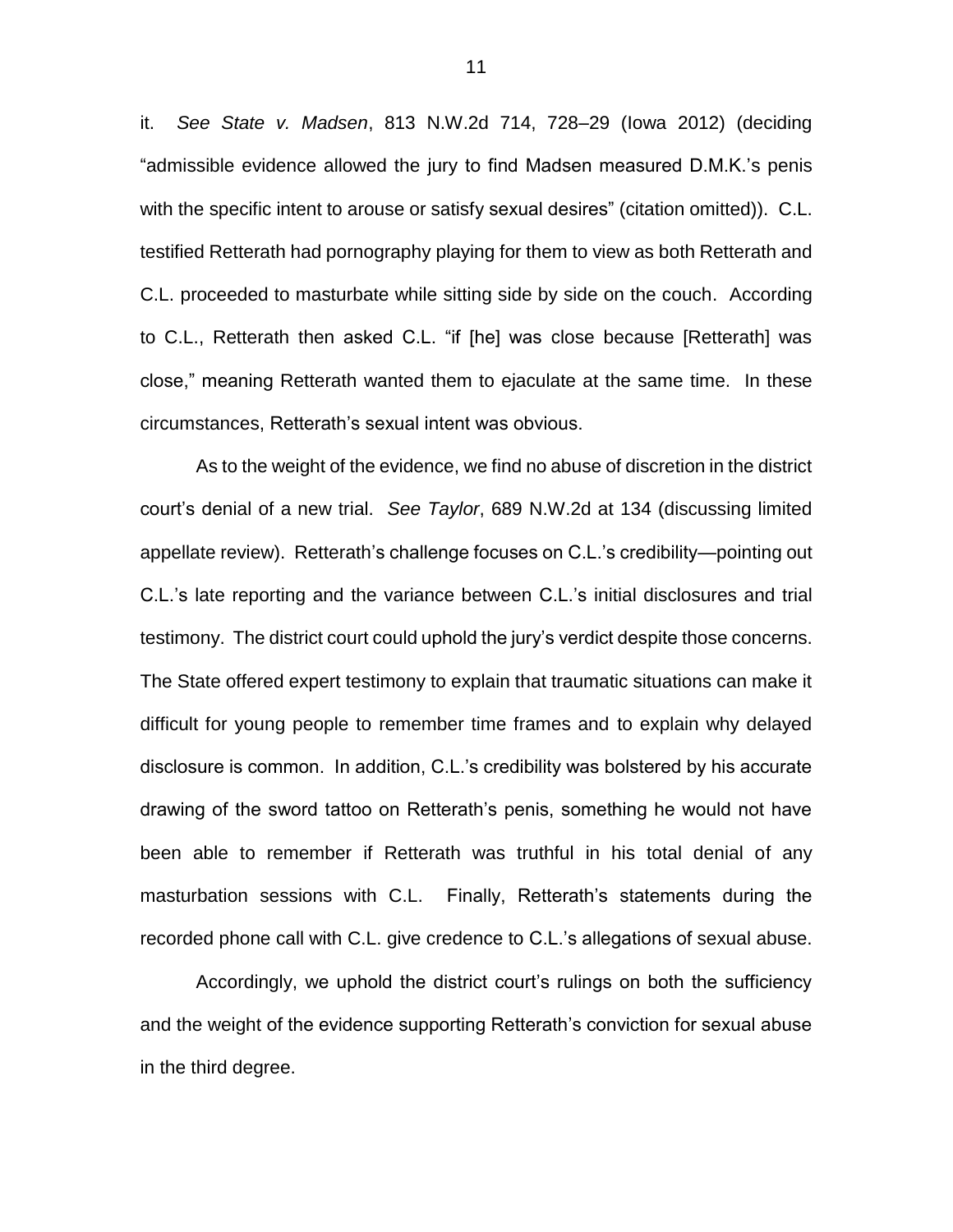it. *See State v. Madsen*, 813 N.W.2d 714, 728–29 (Iowa 2012) (deciding "admissible evidence allowed the jury to find Madsen measured D.M.K.'s penis with the specific intent to arouse or satisfy sexual desires" (citation omitted)). C.L. testified Retterath had pornography playing for them to view as both Retterath and C.L. proceeded to masturbate while sitting side by side on the couch. According to C.L., Retterath then asked C.L. "if [he] was close because [Retterath] was close," meaning Retterath wanted them to ejaculate at the same time. In these circumstances, Retterath's sexual intent was obvious.

As to the weight of the evidence, we find no abuse of discretion in the district court's denial of a new trial. *See Taylor*, 689 N.W.2d at 134 (discussing limited appellate review). Retterath's challenge focuses on C.L.'s credibility—pointing out C.L.'s late reporting and the variance between C.L.'s initial disclosures and trial testimony. The district court could uphold the jury's verdict despite those concerns. The State offered expert testimony to explain that traumatic situations can make it difficult for young people to remember time frames and to explain why delayed disclosure is common. In addition, C.L.'s credibility was bolstered by his accurate drawing of the sword tattoo on Retterath's penis, something he would not have been able to remember if Retterath was truthful in his total denial of any masturbation sessions with C.L. Finally, Retterath's statements during the recorded phone call with C.L. give credence to C.L.'s allegations of sexual abuse.

Accordingly, we uphold the district court's rulings on both the sufficiency and the weight of the evidence supporting Retterath's conviction for sexual abuse in the third degree.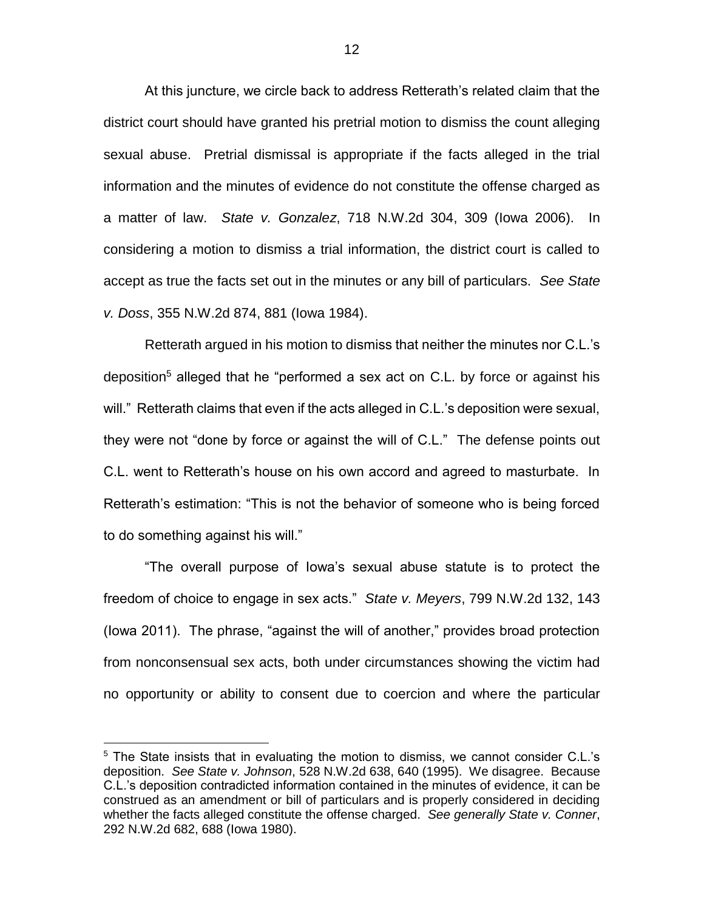At this juncture, we circle back to address Retterath's related claim that the district court should have granted his pretrial motion to dismiss the count alleging sexual abuse. Pretrial dismissal is appropriate if the facts alleged in the trial information and the minutes of evidence do not constitute the offense charged as a matter of law. *State v. Gonzalez*, 718 N.W.2d 304, 309 (Iowa 2006). In considering a motion to dismiss a trial information, the district court is called to accept as true the facts set out in the minutes or any bill of particulars. *See State v. Doss*, 355 N.W.2d 874, 881 (Iowa 1984).

Retterath argued in his motion to dismiss that neither the minutes nor C.L.'s deposition[5] alleged that he "performed a sex act on C.L. by force or against his will." Retterath claims that even if the acts alleged in C.L.'s deposition were sexual, they were not "done by force or against the will of C.L." The defense points out C.L. went to Retterath's house on his own accord and agreed to masturbate. In Retterath's estimation: "This is not the behavior of someone who is being forced to do something against his will."

"The overall purpose of Iowa's sexual abuse statute is to protect the freedom of choice to engage in sex acts." *State v. Meyers*, 799 N.W.2d 132, 143 (Iowa 2011). The phrase, "against the will of another," provides broad protection from nonconsensual sex acts, both under circumstances showing the victim had no opportunity or ability to consent due to coercion and where the particular

[5] The State insists that in evaluating the motion to dismiss, we cannot consider C.L.'s deposition. *See State v. Johnson*, 528 N.W.2d 638, 640 (1995). We disagree. Because C.L.'s deposition contradicted information contained in the minutes of evidence, it can be construed as an amendment or bill of particulars and is properly considered in deciding whether the facts alleged constitute the offense charged. *See generally State v. Conner*, 292 N.W.2d 682, 688 (Iowa 1980).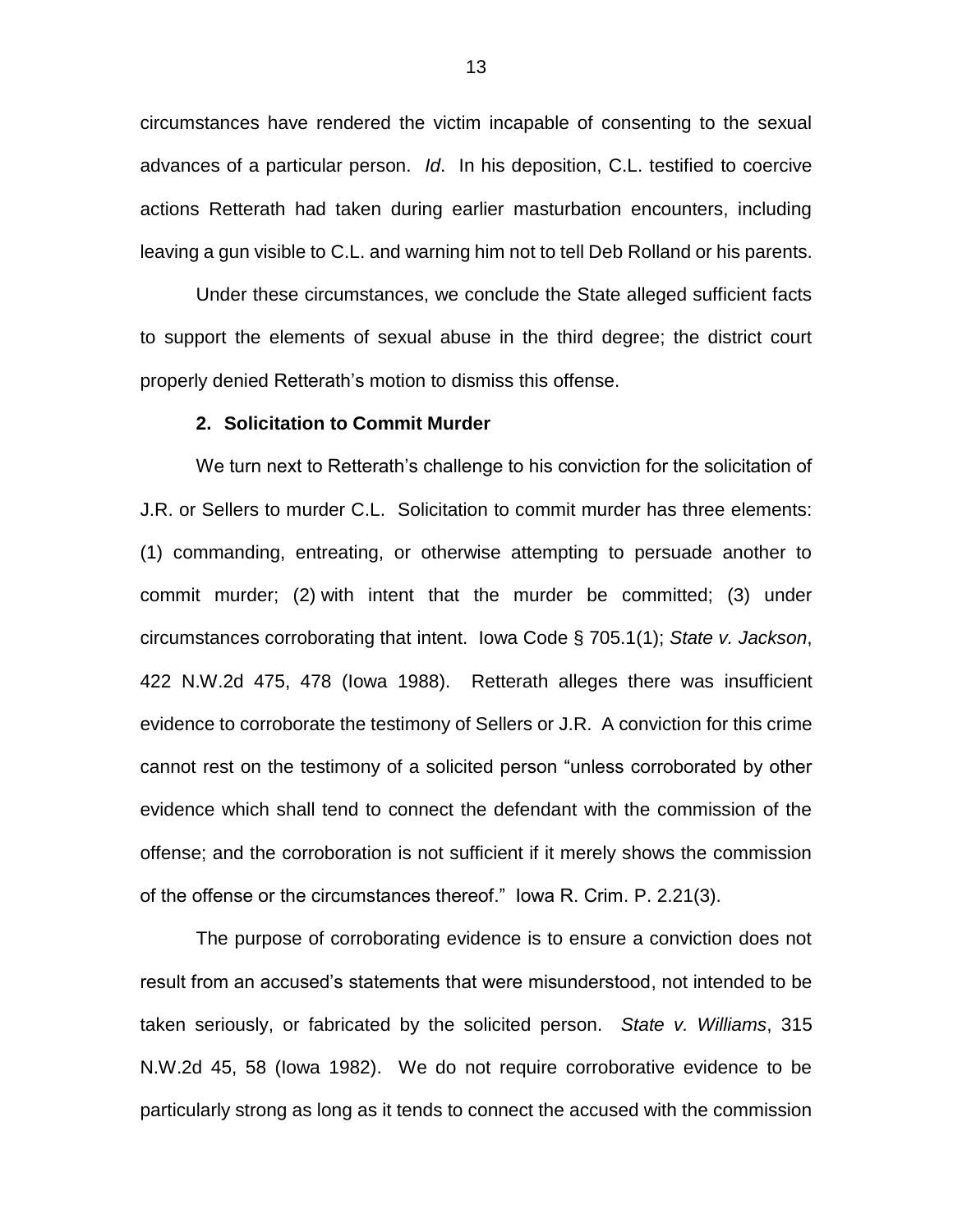circumstances have rendered the victim incapable of consenting to the sexual advances of a particular person. *Id*. In his deposition, C.L. testified to coercive actions Retterath had taken during earlier masturbation encounters, including leaving a gun visible to C.L. and warning him not to tell Deb Rolland or his parents.

Under these circumstances, we conclude the State alleged sufficient facts to support the elements of sexual abuse in the third degree; the district court properly denied Retterath's motion to dismiss this offense.

**2. Solicitation to Commit Murder**

We turn next to Retterath's challenge to his conviction for the solicitation of J.R. or Sellers to murder C.L. Solicitation to commit murder has three elements: (1) commanding, entreating, or otherwise attempting to persuade another to commit murder; (2) with intent that the murder be committed; (3) under circumstances corroborating that intent. Iowa Code § 705.1(1); *State v. Jackson*, 422 N.W.2d 475, 478 (Iowa 1988). Retterath alleges there was insufficient evidence to corroborate the testimony of Sellers or J.R. A conviction for this crime cannot rest on the testimony of a solicited person "unless corroborated by other evidence which shall tend to connect the defendant with the commission of the offense; and the corroboration is not sufficient if it merely shows the commission of the offense or the circumstances thereof." Iowa R. Crim. P. 2.21(3).

The purpose of corroborating evidence is to ensure a conviction does not result from an accused's statements that were misunderstood, not intended to be taken seriously, or fabricated by the solicited person. *State v. Williams*, 315 N.W.2d 45, 58 (Iowa 1982). We do not require corroborative evidence to be particularly strong as long as it tends to connect the accused with the commission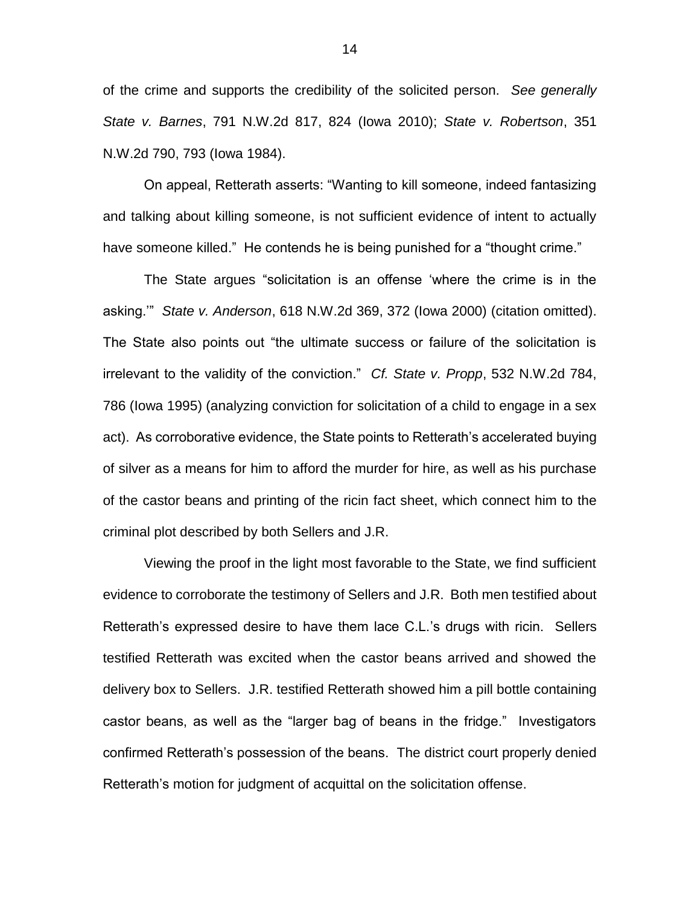of the crime and supports the credibility of the solicited person. *See generally State v. Barnes*, 791 N.W.2d 817, 824 (Iowa 2010); *State v. Robertson*, 351 N.W.2d 790, 793 (Iowa 1984).

On appeal, Retterath asserts: "Wanting to kill someone, indeed fantasizing and talking about killing someone, is not sufficient evidence of intent to actually have someone killed." He contends he is being punished for a "thought crime."

The State argues "solicitation is an offense 'where the crime is in the asking.'" *State v. Anderson*, 618 N.W.2d 369, 372 (Iowa 2000) (citation omitted). The State also points out "the ultimate success or failure of the solicitation is irrelevant to the validity of the conviction." *Cf. State v. Propp*, 532 N.W.2d 784, 786 (Iowa 1995) (analyzing conviction for solicitation of a child to engage in a sex act). As corroborative evidence, the State points to Retterath's accelerated buying of silver as a means for him to afford the murder for hire, as well as his purchase of the castor beans and printing of the ricin fact sheet, which connect him to the criminal plot described by both Sellers and J.R.

Viewing the proof in the light most favorable to the State, we find sufficient evidence to corroborate the testimony of Sellers and J.R. Both men testified about Retterath's expressed desire to have them lace C.L.'s drugs with ricin. Sellers testified Retterath was excited when the castor beans arrived and showed the delivery box to Sellers. J.R. testified Retterath showed him a pill bottle containing castor beans, as well as the "larger bag of beans in the fridge." Investigators confirmed Retterath's possession of the beans. The district court properly denied Retterath's motion for judgment of acquittal on the solicitation offense.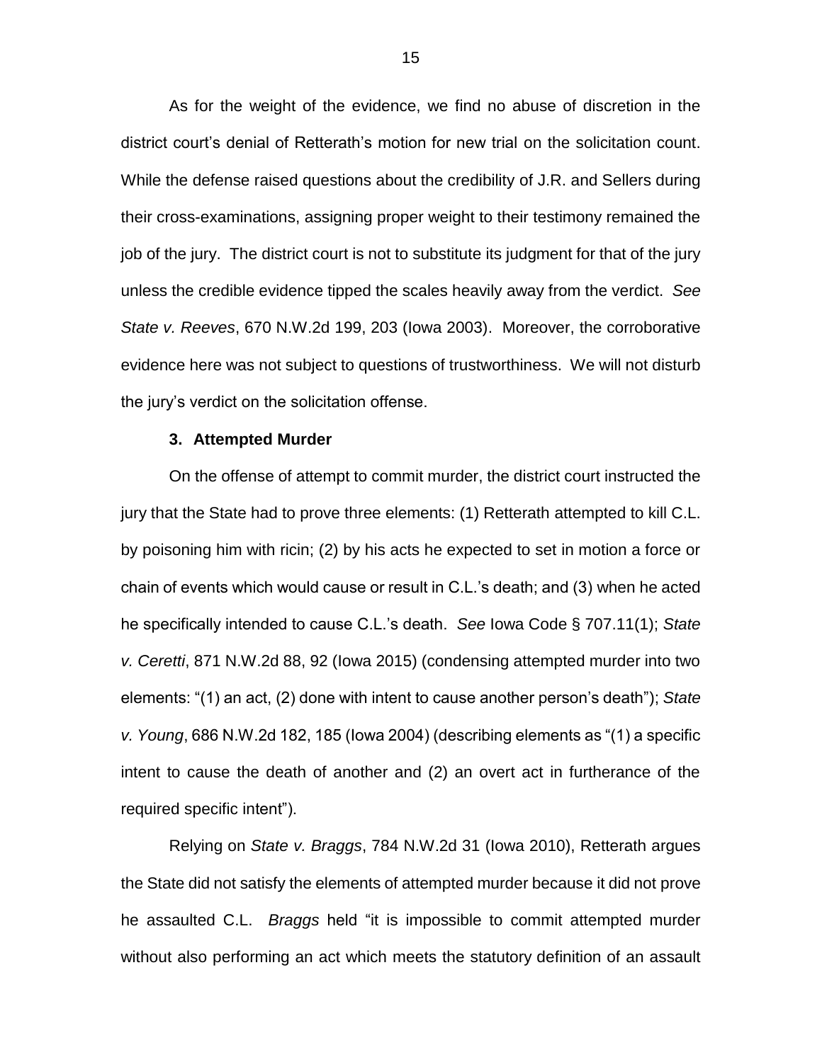As for the weight of the evidence, we find no abuse of discretion in the district court's denial of Retterath's motion for new trial on the solicitation count. While the defense raised questions about the credibility of J.R. and Sellers during their cross-examinations, assigning proper weight to their testimony remained the job of the jury. The district court is not to substitute its judgment for that of the jury unless the credible evidence tipped the scales heavily away from the verdict. *See State v. Reeves*, 670 N.W.2d 199, 203 (Iowa 2003). Moreover, the corroborative evidence here was not subject to questions of trustworthiness. We will not disturb the jury's verdict on the solicitation offense.

### 3. Attempted Murder

On the offense of attempt to commit murder, the district court instructed the jury that the State had to prove three elements: (1) Retterath attempted to kill C.L. by poisoning him with ricin; (2) by his acts he expected to set in motion a force or chain of events which would cause or result in C.L.'s death; and (3) when he acted he specifically intended to cause C.L.'s death. *See* Iowa Code § 707.11(1); *State v. Ceretti*, 871 N.W.2d 88, 92 (Iowa 2015) (condensing attempted murder into two elements: "(1) an act, (2) done with intent to cause another person's death"); *State v. Young*, 686 N.W.2d 182, 185 (Iowa 2004) (describing elements as "(1) a specific intent to cause the death of another and (2) an overt act in furtherance of the required specific intent").

Relying on *State v. Braggs*, 784 N.W.2d 31 (Iowa 2010), Retterath argues the State did not satisfy the elements of attempted murder because it did not prove he assaulted C.L. *Braggs* held "it is impossible to commit attempted murder without also performing an act which meets the statutory definition of an assault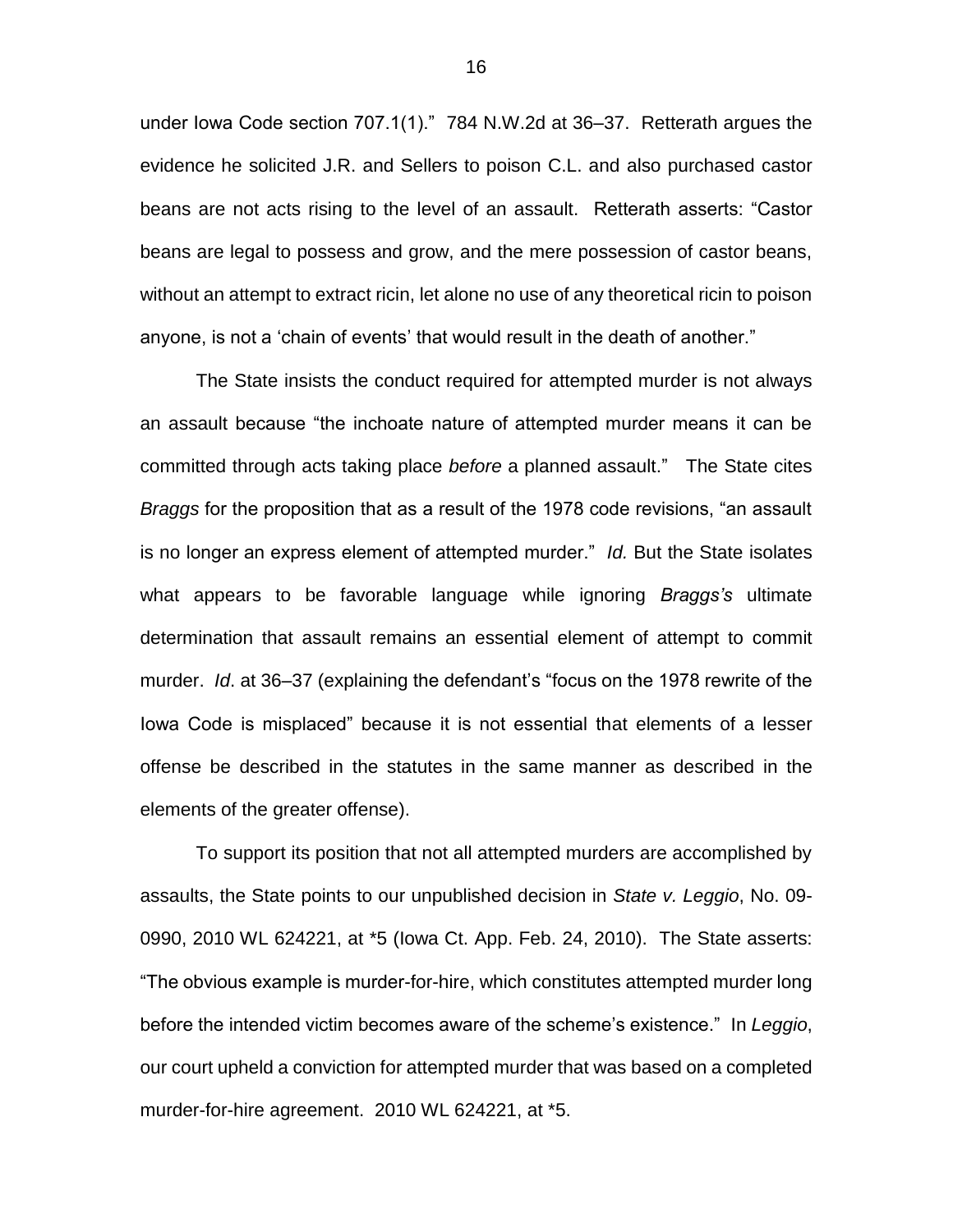under Iowa Code section 707.1(1)." 784 N.W.2d at 36–37. Retterath argues the evidence he solicited J.R. and Sellers to poison C.L. and also purchased castor beans are not acts rising to the level of an assault. Retterath asserts: "Castor beans are legal to possess and grow, and the mere possession of castor beans, without an attempt to extract ricin, let alone no use of any theoretical ricin to poison anyone, is not a 'chain of events' that would result in the death of another."

The State insists the conduct required for attempted murder is not always an assault because "the inchoate nature of attempted murder means it can be committed through acts taking place *before* a planned assault." The State cites *Braggs* for the proposition that as a result of the 1978 code revisions, "an assault is no longer an express element of attempted murder." *Id.* But the State isolates what appears to be favorable language while ignoring *Braggs's* ultimate determination that assault remains an essential element of attempt to commit murder. *Id*. at 36–37 (explaining the defendant's "focus on the 1978 rewrite of the Iowa Code is misplaced" because it is not essential that elements of a lesser offense be described in the statutes in the same manner as described in the elements of the greater offense).

To support its position that not all attempted murders are accomplished by assaults, the State points to our unpublished decision in *State v. Leggio*, No. 09-0990, 2010 WL 624221, at *5 (Iowa Ct. App. Feb. 24, 2010). The State asserts: "The obvious example is murder-for-hire, which constitutes attempted murder long before the intended victim becomes aware of the scheme's existence." In *Leggio*, our court upheld a conviction for attempted murder that was based on a completed murder-for-hire agreement. 2010 WL 624221, at *5.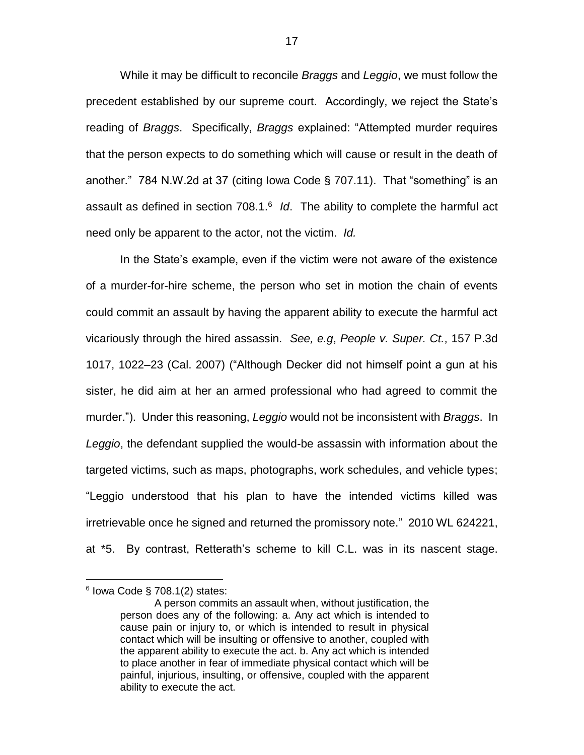While it may be difficult to reconcile *Braggs* and *Leggio*, we must follow the precedent established by our supreme court. Accordingly, we reject the State's reading of *Braggs*. Specifically, *Braggs* explained: "Attempted murder requires that the person expects to do something which will cause or result in the death of another." 784 N.W.2d at 37 (citing Iowa Code § 707.11). That "something" is an assault as defined in section 708.1.[6] *Id*. The ability to complete the harmful act need only be apparent to the actor, not the victim. *Id.*

In the State's example, even if the victim were not aware of the existence of a murder-for-hire scheme, the person who set in motion the chain of events could commit an assault by having the apparent ability to execute the harmful act vicariously through the hired assassin. *See, e.g*, *People v. Super. Ct.*, 157 P.3d 1017, 1022–23 (Cal. 2007) ("Although Decker did not himself point a gun at his sister, he did aim at her an armed professional who had agreed to commit the murder."). Under this reasoning, *Leggio* would not be inconsistent with *Braggs*. In *Leggio*, the defendant supplied the would-be assassin with information about the targeted victims, such as maps, photographs, work schedules, and vehicle types; "Leggio understood that his plan to have the intended victims killed was irretrievable once he signed and returned the promissory note." 2010 WL 624221, at *5. By contrast, Retterath's scheme to kill C.L. was in its nascent stage.

---

[6] Iowa Code § 708.1(2) states:

> A person commits an assault when, without justification, the person does any of the following: a. Any act which is intended to cause pain or injury to, or which is intended to result in physical contact which will be insulting or offensive to another, coupled with the apparent ability to execute the act. b. Any act which is intended to place another in fear of immediate physical contact which will be painful, injurious, insulting, or offensive, coupled with the apparent ability to execute the act.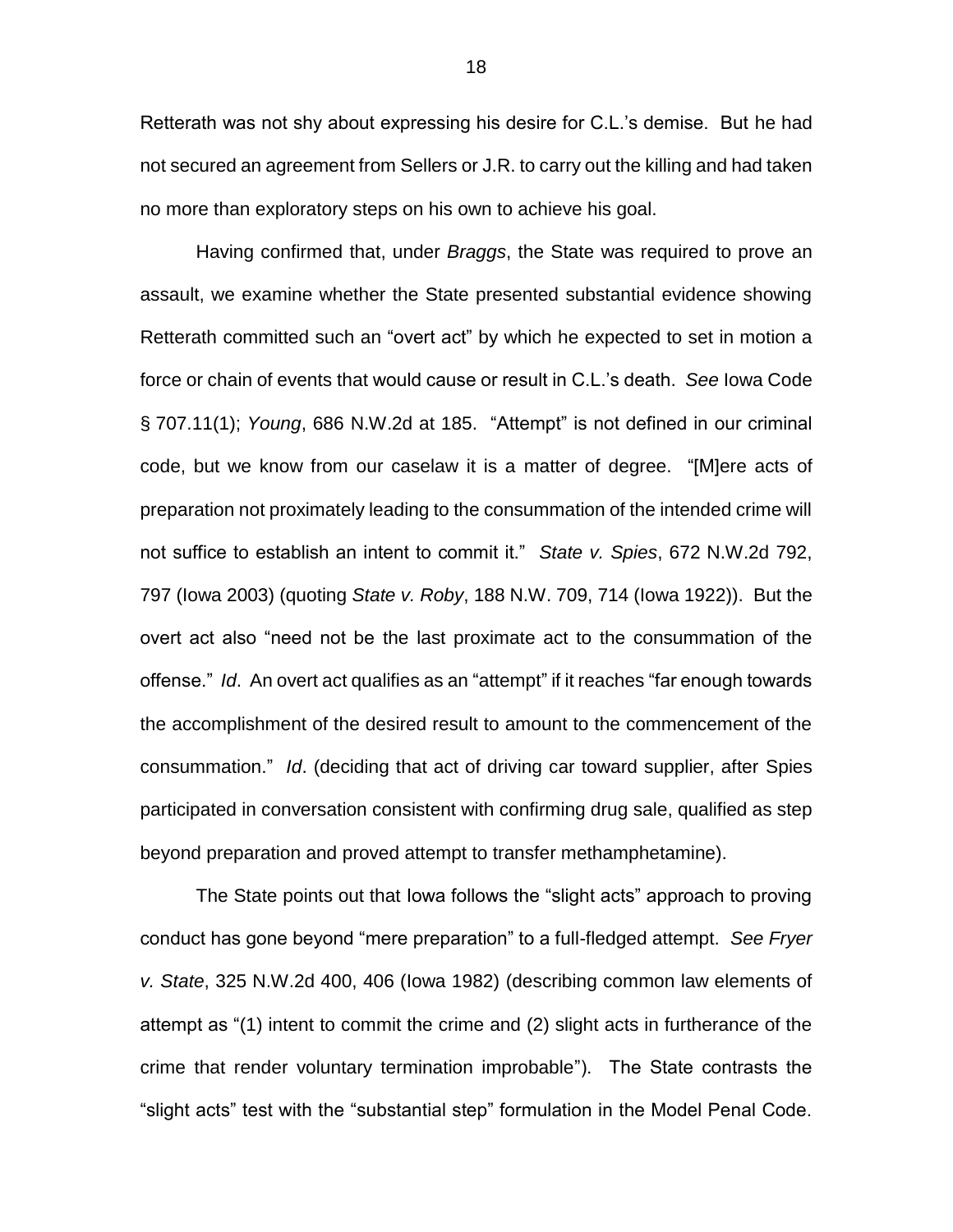Retterath was not shy about expressing his desire for C.L.'s demise. But he had not secured an agreement from Sellers or J.R. to carry out the killing and had taken no more than exploratory steps on his own to achieve his goal.

Having confirmed that, under *Braggs*, the State was required to prove an assault, we examine whether the State presented substantial evidence showing Retterath committed such an "overt act" by which he expected to set in motion a force or chain of events that would cause or result in C.L.'s death. *See* Iowa Code § 707.11(1); *Young*, 686 N.W.2d at 185. "Attempt" is not defined in our criminal code, but we know from our caselaw it is a matter of degree. "[M]ere acts of preparation not proximately leading to the consummation of the intended crime will not suffice to establish an intent to commit it." *State v. Spies*, 672 N.W.2d 792, 797 (Iowa 2003) (quoting *State v. Roby*, 188 N.W. 709, 714 (Iowa 1922)). But the overt act also "need not be the last proximate act to the consummation of the offense." *Id*. An overt act qualifies as an "attempt" if it reaches "far enough towards the accomplishment of the desired result to amount to the commencement of the consummation." *Id*. (deciding that act of driving car toward supplier, after Spies participated in conversation consistent with confirming drug sale, qualified as step beyond preparation and proved attempt to transfer methamphetamine).

The State points out that Iowa follows the "slight acts" approach to proving conduct has gone beyond "mere preparation" to a full-fledged attempt. *See Fryer v. State*, 325 N.W.2d 400, 406 (Iowa 1982) (describing common law elements of attempt as "(1) intent to commit the crime and (2) slight acts in furtherance of the crime that render voluntary termination improbable"). The State contrasts the "slight acts" test with the "substantial step" formulation in the Model Penal Code.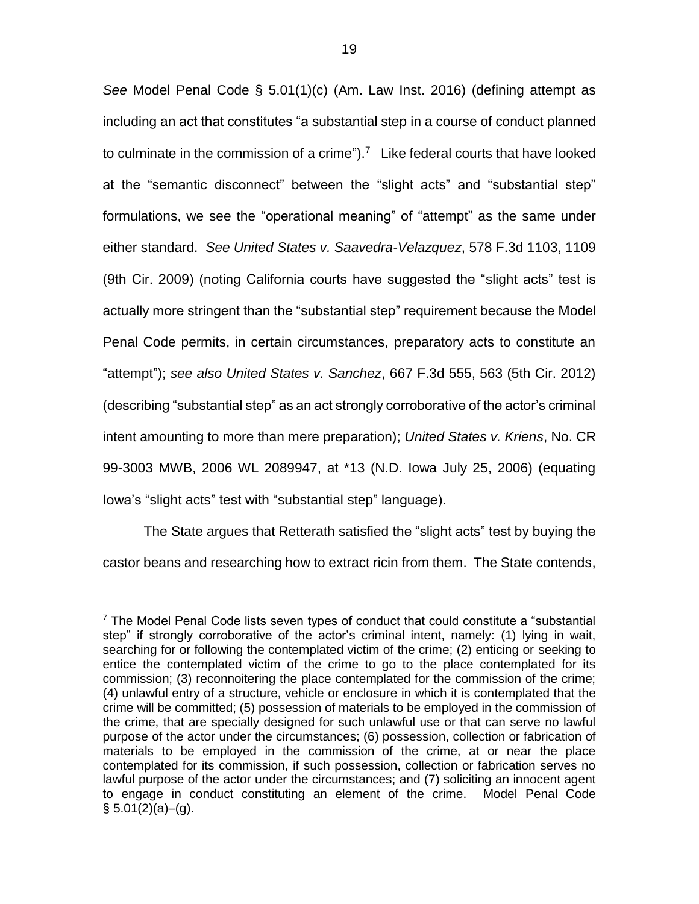*See* Model Penal Code § 5.01(1)(c) (Am. Law Inst. 2016) (defining attempt as including an act that constitutes "a substantial step in a course of conduct planned to culminate in the commission of a crime").[7] Like federal courts that have looked at the "semantic disconnect" between the "slight acts" and "substantial step" formulations, we see the "operational meaning" of "attempt" as the same under either standard. *See United States v. Saavedra-Velazquez*, 578 F.3d 1103, 1109 (9th Cir. 2009) (noting California courts have suggested the "slight acts" test is actually more stringent than the "substantial step" requirement because the Model Penal Code permits, in certain circumstances, preparatory acts to constitute an "attempt"); *see also United States v. Sanchez*, 667 F.3d 555, 563 (5th Cir. 2012) (describing "substantial step" as an act strongly corroborative of the actor's criminal intent amounting to more than mere preparation); *United States v. Kriens*, No. CR 99-3003 MWB, 2006 WL 2089947, at *13 (N.D. Iowa July 25, 2006) (equating Iowa's "slight acts" test with "substantial step" language).

The State argues that Retterath satisfied the "slight acts" test by buying the castor beans and researching how to extract ricin from them. The State contends,

---

[7] The Model Penal Code lists seven types of conduct that could constitute a "substantial step" if strongly corroborative of the actor's criminal intent, namely: (1) lying in wait, searching for or following the contemplated victim of the crime; (2) enticing or seeking to entice the contemplated victim of the crime to go to the place contemplated for its commission; (3) reconnoitering the place contemplated for the commission of the crime; (4) unlawful entry of a structure, vehicle or enclosure in which it is contemplated that the crime will be committed; (5) possession of materials to be employed in the commission of the crime, that are specially designed for such unlawful use or that can serve no lawful purpose of the actor under the circumstances; (6) possession, collection or fabrication of materials to be employed in the commission of the crime, at or near the place contemplated for its commission, if such possession, collection or fabrication serves no lawful purpose of the actor under the circumstances; and (7) soliciting an innocent agent to engage in conduct constituting an element of the crime. Model Penal Code § 5.01(2)(a)–(g).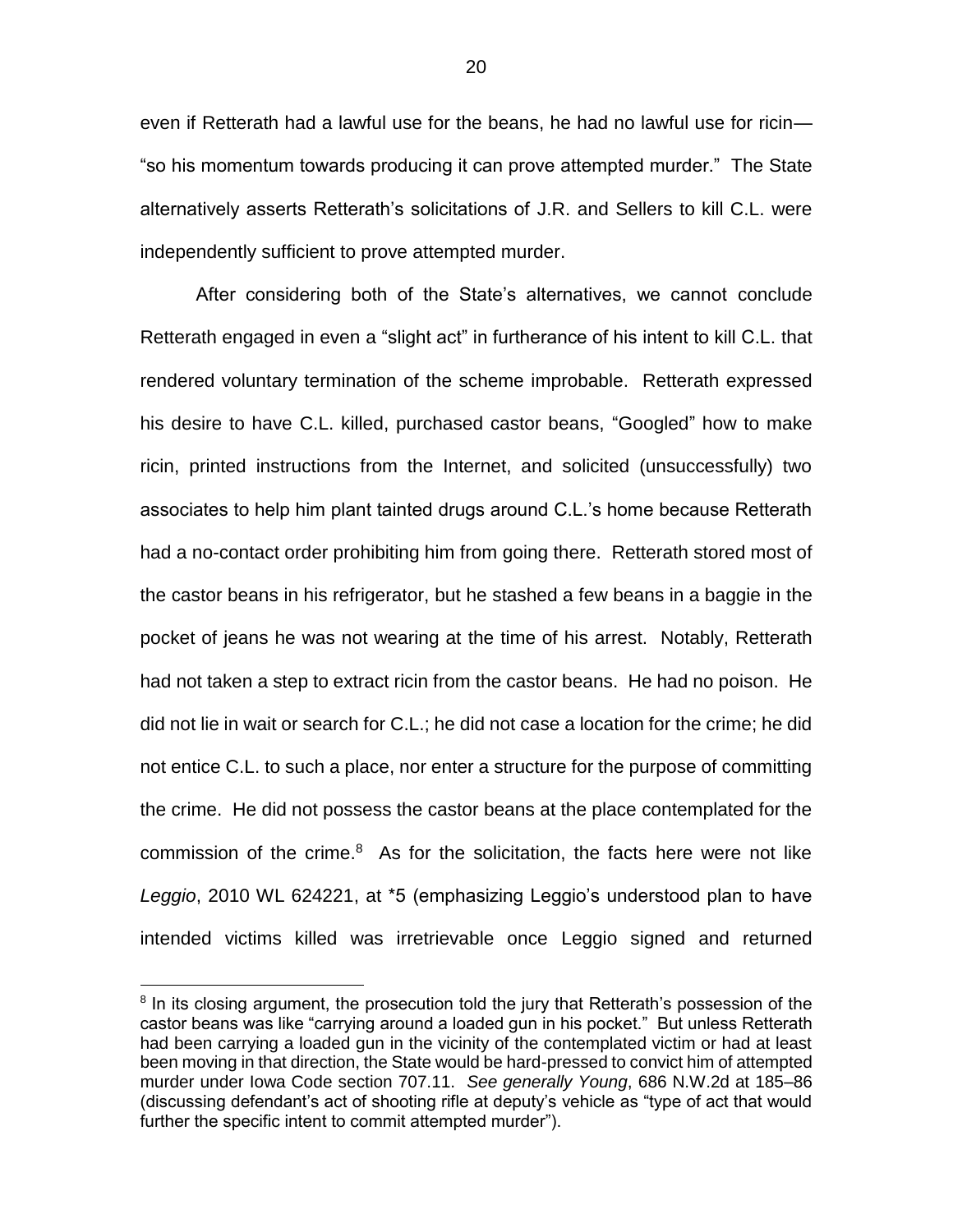even if Retterath had a lawful use for the beans, he had no lawful use for ricin—"so his momentum towards producing it can prove attempted murder." The State alternatively asserts Retterath's solicitations of J.R. and Sellers to kill C.L. were independently sufficient to prove attempted murder.

After considering both of the State's alternatives, we cannot conclude Retterath engaged in even a "slight act" in furtherance of his intent to kill C.L. that rendered voluntary termination of the scheme improbable. Retterath expressed his desire to have C.L. killed, purchased castor beans, "Googled" how to make ricin, printed instructions from the Internet, and solicited (unsuccessfully) two associates to help him plant tainted drugs around C.L.'s home because Retterath had a no-contact order prohibiting him from going there. Retterath stored most of the castor beans in his refrigerator, but he stashed a few beans in a baggie in the pocket of jeans he was not wearing at the time of his arrest. Notably, Retterath had not taken a step to extract ricin from the castor beans. He had no poison. He did not lie in wait or search for C.L.; he did not case a location for the crime; he did not entice C.L. to such a place, nor enter a structure for the purpose of committing the crime. He did not possess the castor beans at the place contemplated for the commission of the crime.[8] As for the solicitation, the facts here were not like *Leggio*, 2010 WL 624221, at *5 (emphasizing Leggio's understood plan to have intended victims killed was irretrievable once Leggio signed and returned

[8] In its closing argument, the prosecution told the jury that Retterath's possession of the castor beans was like "carrying around a loaded gun in his pocket." But unless Retterath had been carrying a loaded gun in the vicinity of the contemplated victim or had at least been moving in that direction, the State would be hard-pressed to convict him of attempted murder under Iowa Code section 707.11. *See generally Young*, 686 N.W.2d at 185–86 (discussing defendant's act of shooting rifle at deputy's vehicle as "type of act that would further the specific intent to commit attempted murder").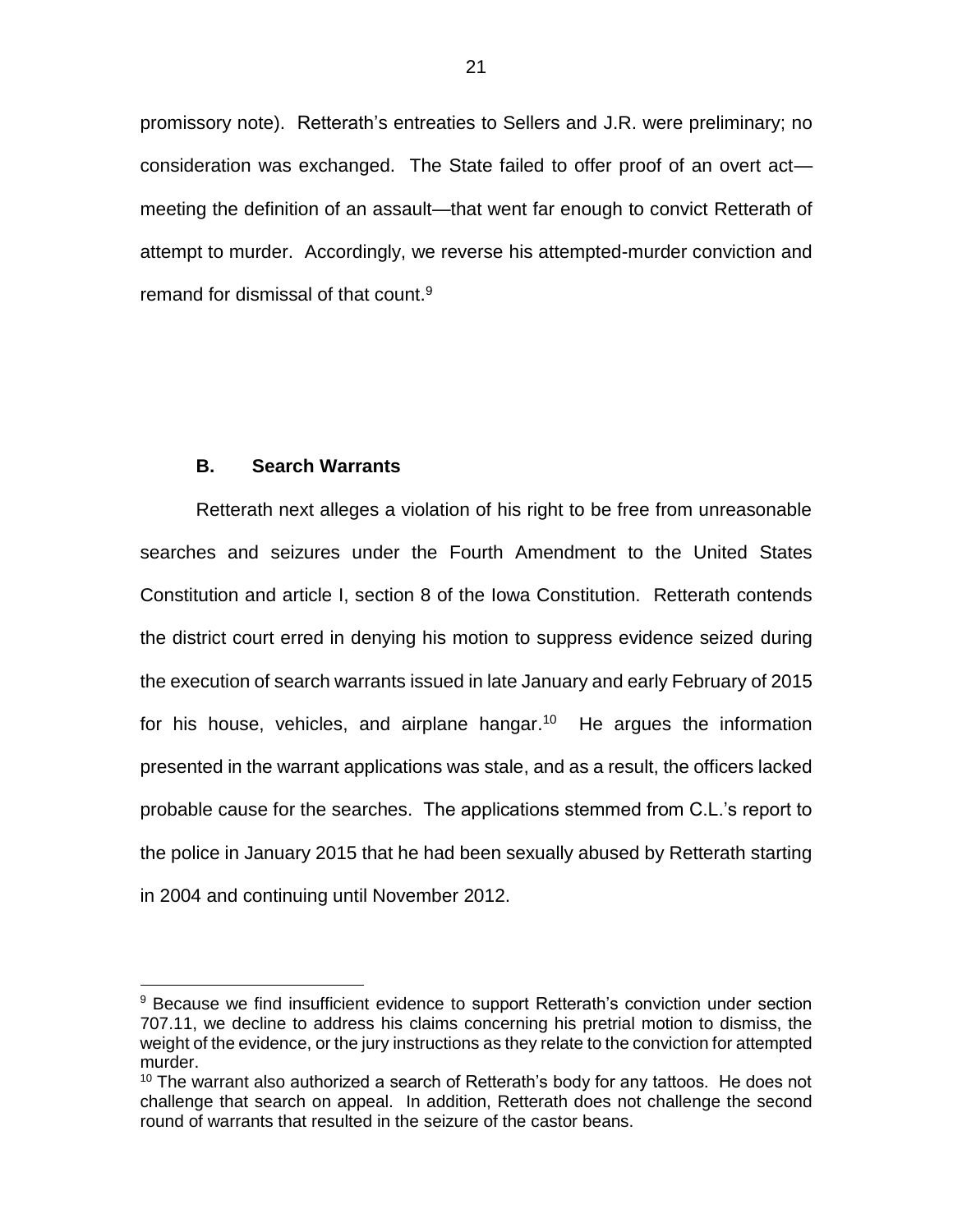promissory note). Retterath's entreaties to Sellers and J.R. were preliminary; no consideration was exchanged. The State failed to offer proof of an overt act—meeting the definition of an assault—that went far enough to convict Retterath of attempt to murder. Accordingly, we reverse his attempted-murder conviction and remand for dismissal of that count.[9]

### B. Search Warrants

Retterath next alleges a violation of his right to be free from unreasonable searches and seizures under the Fourth Amendment to the United States Constitution and article I, section 8 of the Iowa Constitution. Retterath contends the district court erred in denying his motion to suppress evidence seized during the execution of search warrants issued in late January and early February of 2015 for his house, vehicles, and airplane hangar.[10] He argues the information presented in the warrant applications was stale, and as a result, the officers lacked probable cause for the searches. The applications stemmed from C.L.'s report to the police in January 2015 that he had been sexually abused by Retterath starting in 2004 and continuing until November 2012.

---

[9] Because we find insufficient evidence to support Retterath's conviction under section 707.11, we decline to address his claims concerning his pretrial motion to dismiss, the weight of the evidence, or the jury instructions as they relate to the conviction for attempted murder.

[10] The warrant also authorized a search of Retterath's body for any tattoos. He does not challenge that search on appeal. In addition, Retterath does not challenge the second round of warrants that resulted in the seizure of the castor beans.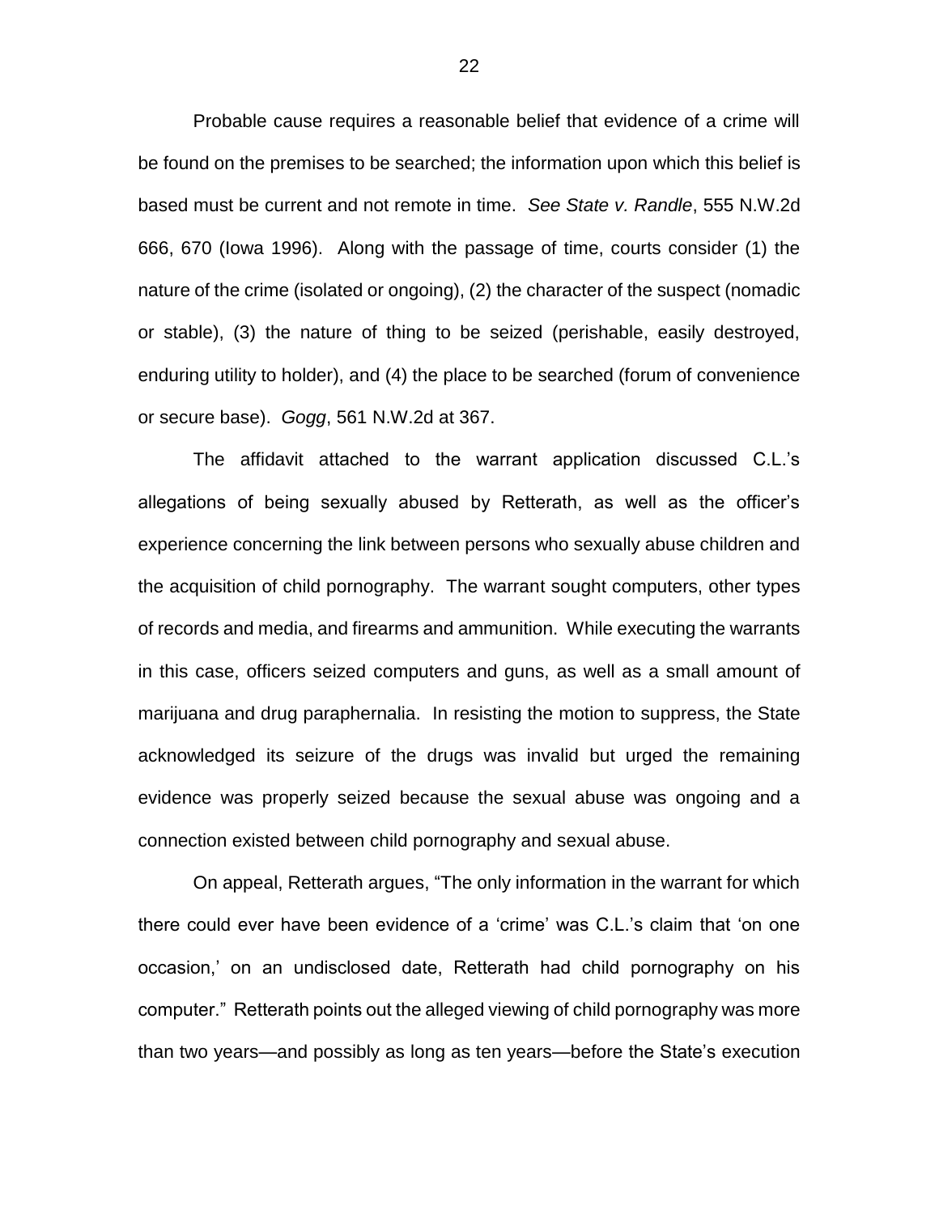Probable cause requires a reasonable belief that evidence of a crime will be found on the premises to be searched; the information upon which this belief is based must be current and not remote in time. *See State v. Randle*, 555 N.W.2d 666, 670 (Iowa 1996). Along with the passage of time, courts consider (1) the nature of the crime (isolated or ongoing), (2) the character of the suspect (nomadic or stable), (3) the nature of thing to be seized (perishable, easily destroyed, enduring utility to holder), and (4) the place to be searched (forum of convenience or secure base). *Gogg*, 561 N.W.2d at 367.

The affidavit attached to the warrant application discussed C.L.'s allegations of being sexually abused by Retterath, as well as the officer's experience concerning the link between persons who sexually abuse children and the acquisition of child pornography. The warrant sought computers, other types of records and media, and firearms and ammunition. While executing the warrants in this case, officers seized computers and guns, as well as a small amount of marijuana and drug paraphernalia. In resisting the motion to suppress, the State acknowledged its seizure of the drugs was invalid but urged the remaining evidence was properly seized because the sexual abuse was ongoing and a connection existed between child pornography and sexual abuse.

On appeal, Retterath argues, "The only information in the warrant for which there could ever have been evidence of a 'crime' was C.L.'s claim that 'on one occasion,' on an undisclosed date, Retterath had child pornography on his computer." Retterath points out the alleged viewing of child pornography was more than two years—and possibly as long as ten years—before the State's execution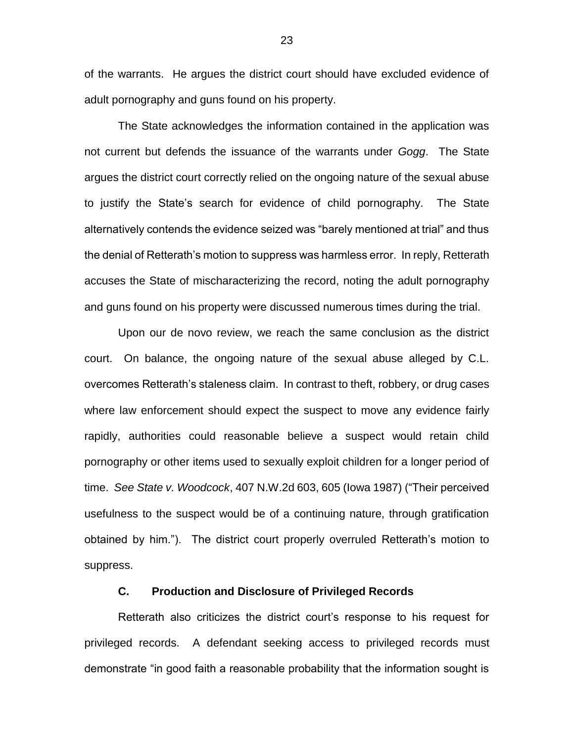of the warrants. He argues the district court should have excluded evidence of adult pornography and guns found on his property.

The State acknowledges the information contained in the application was not current but defends the issuance of the warrants under *Gogg*. The State argues the district court correctly relied on the ongoing nature of the sexual abuse to justify the State's search for evidence of child pornography. The State alternatively contends the evidence seized was "barely mentioned at trial" and thus the denial of Retterath's motion to suppress was harmless error. In reply, Retterath accuses the State of mischaracterizing the record, noting the adult pornography and guns found on his property were discussed numerous times during the trial.

Upon our de novo review, we reach the same conclusion as the district court. On balance, the ongoing nature of the sexual abuse alleged by C.L. overcomes Retterath's staleness claim. In contrast to theft, robbery, or drug cases where law enforcement should expect the suspect to move any evidence fairly rapidly, authorities could reasonable believe a suspect would retain child pornography or other items used to sexually exploit children for a longer period of time. *See State v. Woodcock*, 407 N.W.2d 603, 605 (Iowa 1987) ("Their perceived usefulness to the suspect would be of a continuing nature, through gratification obtained by him."). The district court properly overruled Retterath's motion to suppress.

### C. Production and Disclosure of Privileged Records

Retterath also criticizes the district court's response to his request for privileged records. A defendant seeking access to privileged records must demonstrate "in good faith a reasonable probability that the information sought is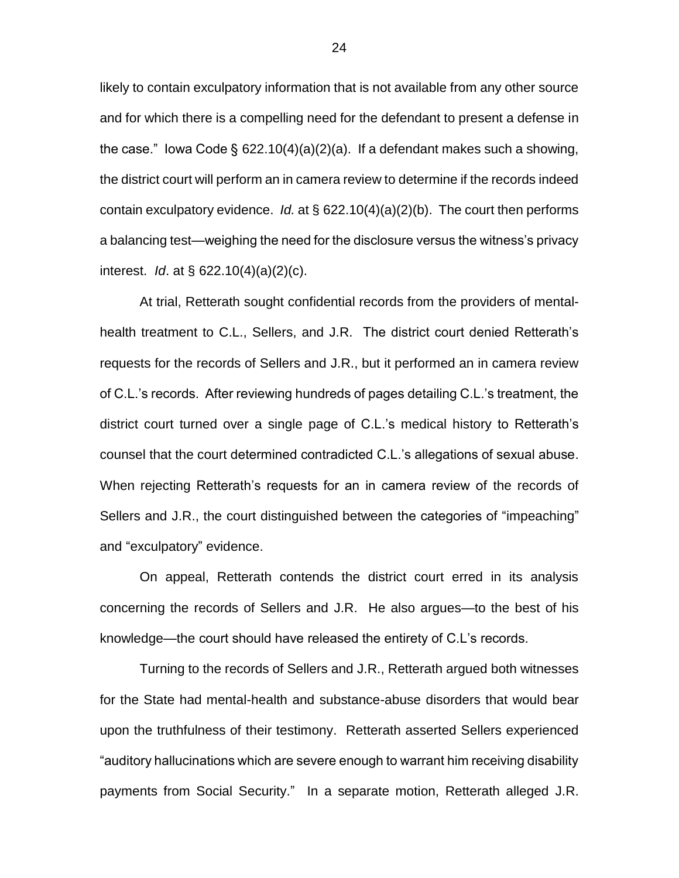likely to contain exculpatory information that is not available from any other source and for which there is a compelling need for the defendant to present a defense in the case." Iowa Code § 622.10(4)(a)(2)(a). If a defendant makes such a showing, the district court will perform an in camera review to determine if the records indeed contain exculpatory evidence. *Id.* at § 622.10(4)(a)(2)(b). The court then performs a balancing test—weighing the need for the disclosure versus the witness's privacy interest. *Id*. at § 622.10(4)(a)(2)(c).

At trial, Retterath sought confidential records from the providers of mental-health treatment to C.L., Sellers, and J.R. The district court denied Retterath's requests for the records of Sellers and J.R., but it performed an in camera review of C.L.'s records. After reviewing hundreds of pages detailing C.L.'s treatment, the district court turned over a single page of C.L.'s medical history to Retterath's counsel that the court determined contradicted C.L.'s allegations of sexual abuse. When rejecting Retterath's requests for an in camera review of the records of Sellers and J.R., the court distinguished between the categories of "impeaching" and "exculpatory" evidence.

On appeal, Retterath contends the district court erred in its analysis concerning the records of Sellers and J.R. He also argues—to the best of his knowledge—the court should have released the entirety of C.L's records.

Turning to the records of Sellers and J.R., Retterath argued both witnesses for the State had mental-health and substance-abuse disorders that would bear upon the truthfulness of their testimony. Retterath asserted Sellers experienced "auditory hallucinations which are severe enough to warrant him receiving disability payments from Social Security." In a separate motion, Retterath alleged J.R.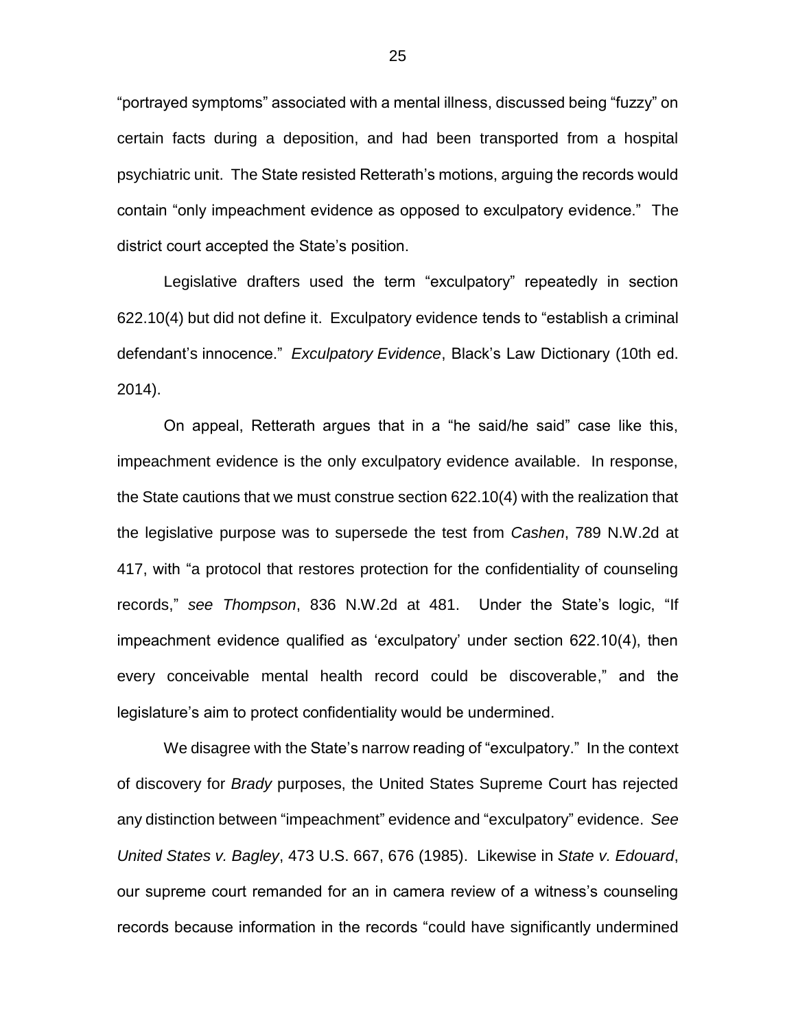"portrayed symptoms" associated with a mental illness, discussed being "fuzzy" on certain facts during a deposition, and had been transported from a hospital psychiatric unit. The State resisted Retterath's motions, arguing the records would contain "only impeachment evidence as opposed to exculpatory evidence." The district court accepted the State's position.

Legislative drafters used the term "exculpatory" repeatedly in section 622.10(4) but did not define it. Exculpatory evidence tends to "establish a criminal defendant's innocence." *Exculpatory Evidence*, Black's Law Dictionary (10th ed. 2014).

On appeal, Retterath argues that in a "he said/he said" case like this, impeachment evidence is the only exculpatory evidence available. In response, the State cautions that we must construe section 622.10(4) with the realization that the legislative purpose was to supersede the test from *Cashen*, 789 N.W.2d at 417, with "a protocol that restores protection for the confidentiality of counseling records," *see Thompson*, 836 N.W.2d at 481. Under the State's logic, "If impeachment evidence qualified as 'exculpatory' under section 622.10(4), then every conceivable mental health record could be discoverable," and the legislature's aim to protect confidentiality would be undermined.

We disagree with the State's narrow reading of "exculpatory." In the context of discovery for *Brady* purposes, the United States Supreme Court has rejected any distinction between "impeachment" evidence and "exculpatory" evidence. *See United States v. Bagley*, 473 U.S. 667, 676 (1985). Likewise in *State v. Edouard*, our supreme court remanded for an in camera review of a witness's counseling records because information in the records "could have significantly undermined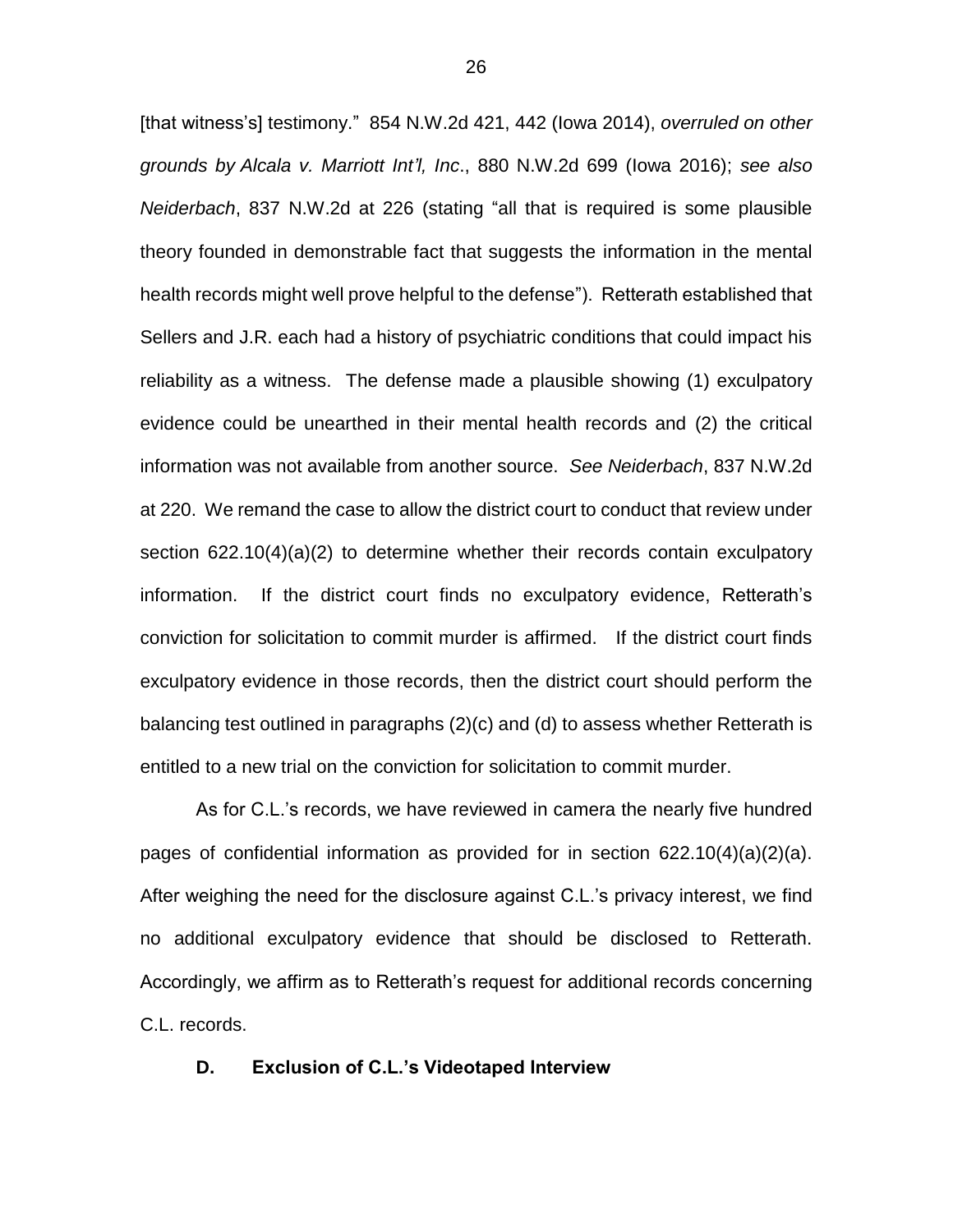[that witness's] testimony." 854 N.W.2d 421, 442 (Iowa 2014), *overruled on other grounds by Alcala v. Marriott Int'l, Inc*., 880 N.W.2d 699 (Iowa 2016); *see also Neiderbach*, 837 N.W.2d at 226 (stating "all that is required is some plausible theory founded in demonstrable fact that suggests the information in the mental health records might well prove helpful to the defense"). Retterath established that Sellers and J.R. each had a history of psychiatric conditions that could impact his reliability as a witness. The defense made a plausible showing (1) exculpatory evidence could be unearthed in their mental health records and (2) the critical information was not available from another source. *See Neiderbach*, 837 N.W.2d at 220. We remand the case to allow the district court to conduct that review under section 622.10(4)(a)(2) to determine whether their records contain exculpatory information. If the district court finds no exculpatory evidence, Retterath's conviction for solicitation to commit murder is affirmed. If the district court finds exculpatory evidence in those records, then the district court should perform the balancing test outlined in paragraphs (2)(c) and (d) to assess whether Retterath is entitled to a new trial on the conviction for solicitation to commit murder.

As for C.L.'s records, we have reviewed in camera the nearly five hundred pages of confidential information as provided for in section 622.10(4)(a)(2)(a). After weighing the need for the disclosure against C.L.'s privacy interest, we find no additional exculpatory evidence that should be disclosed to Retterath. Accordingly, we affirm as to Retterath's request for additional records concerning C.L. records.

### D. Exclusion of C.L.'s Videotaped Interview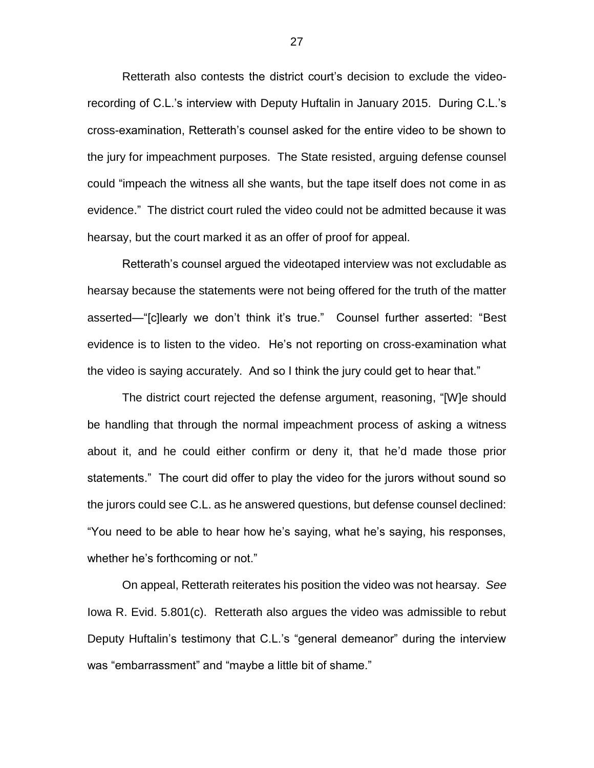Retterath also contests the district court's decision to exclude the video-recording of C.L.'s interview with Deputy Huftalin in January 2015. During C.L.'s cross-examination, Retterath's counsel asked for the entire video to be shown to the jury for impeachment purposes. The State resisted, arguing defense counsel could "impeach the witness all she wants, but the tape itself does not come in as evidence." The district court ruled the video could not be admitted because it was hearsay, but the court marked it as an offer of proof for appeal.

Retterath's counsel argued the videotaped interview was not excludable as hearsay because the statements were not being offered for the truth of the matter asserted—"[c]learly we don't think it's true." Counsel further asserted: "Best evidence is to listen to the video. He's not reporting on cross-examination what the video is saying accurately. And so I think the jury could get to hear that."

The district court rejected the defense argument, reasoning, "[W]e should be handling that through the normal impeachment process of asking a witness about it, and he could either confirm or deny it, that he'd made those prior statements." The court did offer to play the video for the jurors without sound so the jurors could see C.L. as he answered questions, but defense counsel declined: "You need to be able to hear how he's saying, what he's saying, his responses, whether he's forthcoming or not."

On appeal, Retterath reiterates his position the video was not hearsay. *See* Iowa R. Evid. 5.801(c). Retterath also argues the video was admissible to rebut Deputy Huftalin's testimony that C.L.'s "general demeanor" during the interview was "embarrassment" and "maybe a little bit of shame."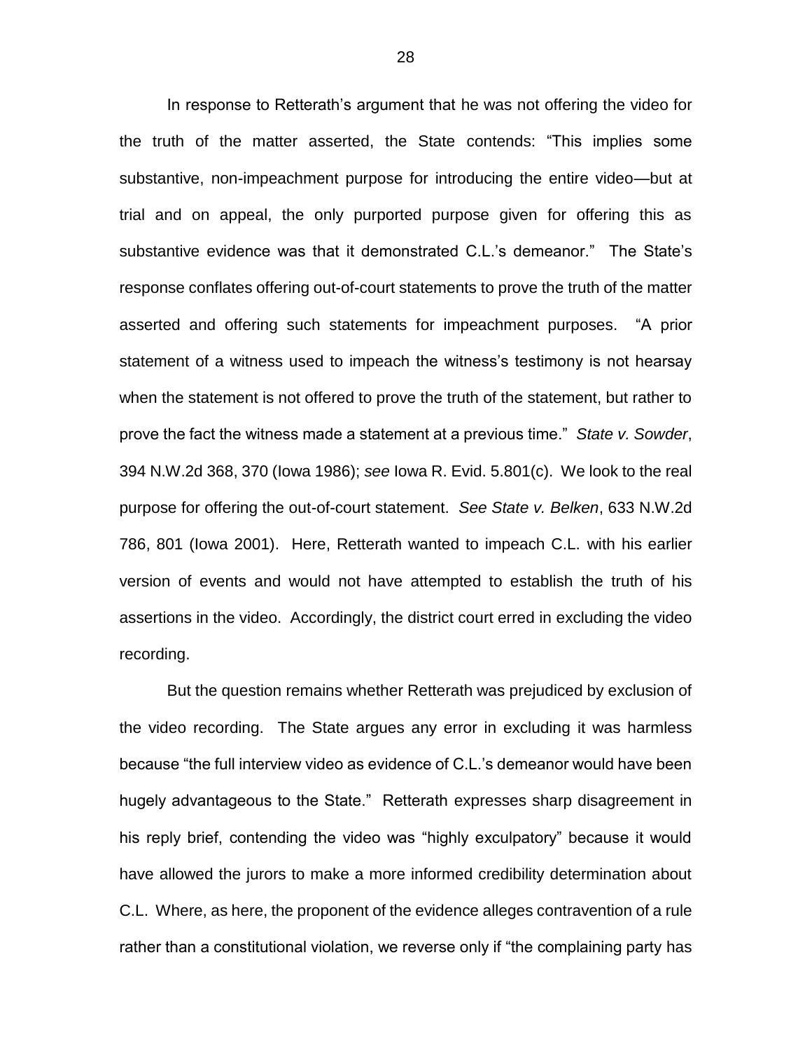In response to Retterath's argument that he was not offering the video for the truth of the matter asserted, the State contends: "This implies some substantive, non-impeachment purpose for introducing the entire video—but at trial and on appeal, the only purported purpose given for offering this as substantive evidence was that it demonstrated C.L.'s demeanor." The State's response conflates offering out-of-court statements to prove the truth of the matter asserted and offering such statements for impeachment purposes. "A prior statement of a witness used to impeach the witness's testimony is not hearsay when the statement is not offered to prove the truth of the statement, but rather to prove the fact the witness made a statement at a previous time." *State v. Sowder*, 394 N.W.2d 368, 370 (Iowa 1986); *see* Iowa R. Evid. 5.801(c). We look to the real purpose for offering the out-of-court statement. *See State v. Belken*, 633 N.W.2d 786, 801 (Iowa 2001). Here, Retterath wanted to impeach C.L. with his earlier version of events and would not have attempted to establish the truth of his assertions in the video. Accordingly, the district court erred in excluding the video recording.

But the question remains whether Retterath was prejudiced by exclusion of the video recording. The State argues any error in excluding it was harmless because "the full interview video as evidence of C.L.'s demeanor would have been hugely advantageous to the State." Retterath expresses sharp disagreement in his reply brief, contending the video was "highly exculpatory" because it would have allowed the jurors to make a more informed credibility determination about C.L. Where, as here, the proponent of the evidence alleges contravention of a rule rather than a constitutional violation, we reverse only if "the complaining party has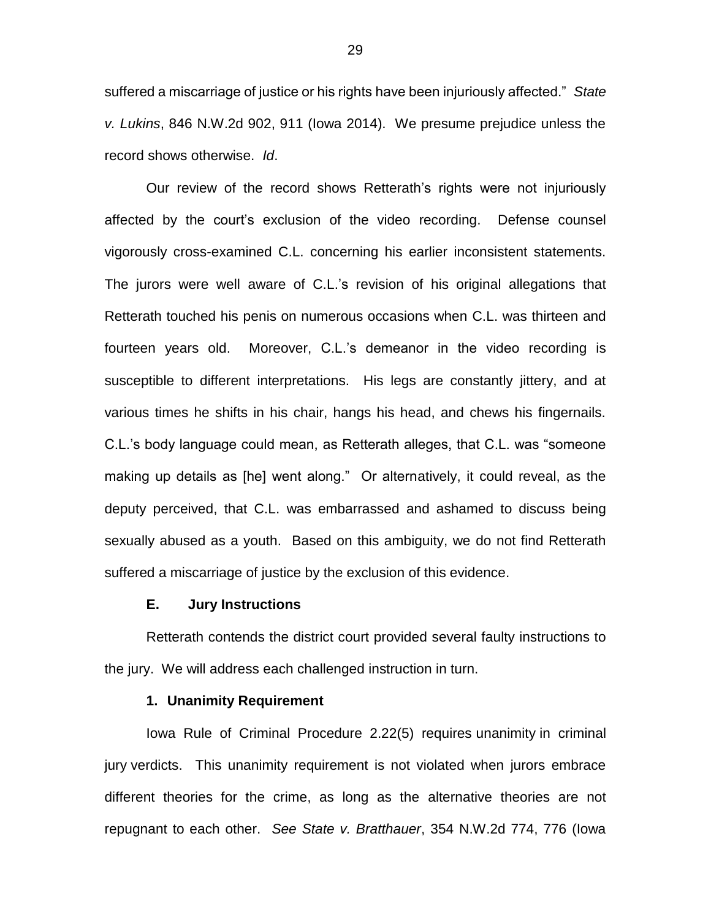suffered a miscarriage of justice or his rights have been injuriously affected." *State v. Lukins*, 846 N.W.2d 902, 911 (Iowa 2014). We presume prejudice unless the record shows otherwise. *Id*.

Our review of the record shows Retterath's rights were not injuriously affected by the court's exclusion of the video recording. Defense counsel vigorously cross-examined C.L. concerning his earlier inconsistent statements. The jurors were well aware of C.L.'s revision of his original allegations that Retterath touched his penis on numerous occasions when C.L. was thirteen and fourteen years old. Moreover, C.L.'s demeanor in the video recording is susceptible to different interpretations. His legs are constantly jittery, and at various times he shifts in his chair, hangs his head, and chews his fingernails. C.L.'s body language could mean, as Retterath alleges, that C.L. was "someone making up details as [he] went along." Or alternatively, it could reveal, as the deputy perceived, that C.L. was embarrassed and ashamed to discuss being sexually abused as a youth. Based on this ambiguity, we do not find Retterath suffered a miscarriage of justice by the exclusion of this evidence.

### E. Jury Instructions

Retterath contends the district court provided several faulty instructions to the jury. We will address each challenged instruction in turn.

#### 1. Unanimity Requirement

Iowa Rule of Criminal Procedure 2.22(5) requires unanimity in criminal jury verdicts. This unanimity requirement is not violated when jurors embrace different theories for the crime, as long as the alternative theories are not repugnant to each other. *See State v. Bratthauer*, 354 N.W.2d 774, 776 (Iowa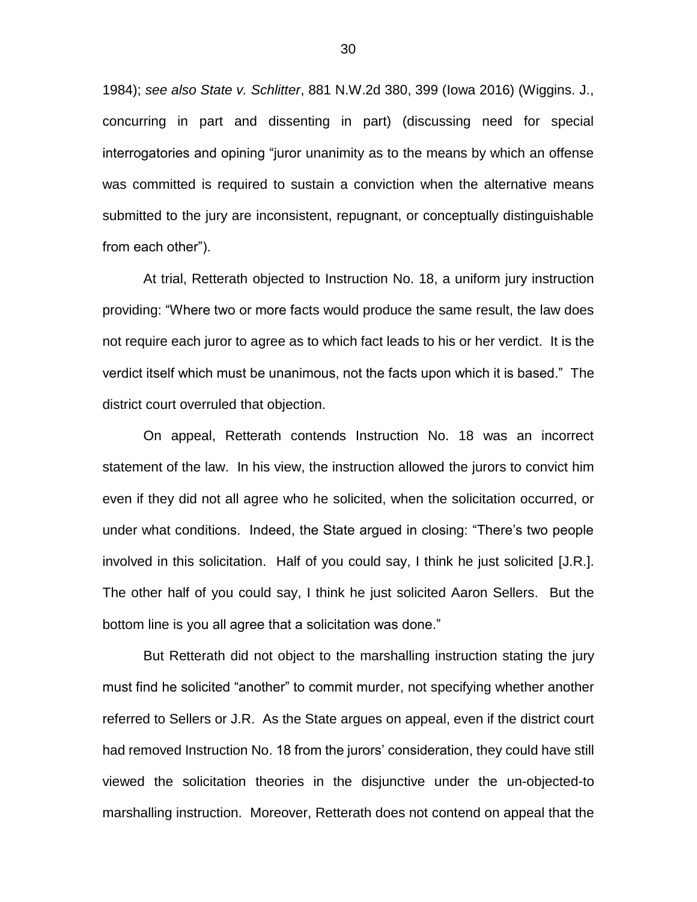1984); *see also State v. Schlitter*, 881 N.W.2d 380, 399 (Iowa 2016) (Wiggins. J., concurring in part and dissenting in part) (discussing need for special interrogatories and opining "juror unanimity as to the means by which an offense was committed is required to sustain a conviction when the alternative means submitted to the jury are inconsistent, repugnant, or conceptually distinguishable from each other").

At trial, Retterath objected to Instruction No. 18, a uniform jury instruction providing: "Where two or more facts would produce the same result, the law does not require each juror to agree as to which fact leads to his or her verdict. It is the verdict itself which must be unanimous, not the facts upon which it is based." The district court overruled that objection.

On appeal, Retterath contends Instruction No. 18 was an incorrect statement of the law. In his view, the instruction allowed the jurors to convict him even if they did not all agree who he solicited, when the solicitation occurred, or under what conditions. Indeed, the State argued in closing: "There's two people involved in this solicitation. Half of you could say, I think he just solicited [J.R.]. The other half of you could say, I think he just solicited Aaron Sellers. But the bottom line is you all agree that a solicitation was done."

But Retterath did not object to the marshalling instruction stating the jury must find he solicited "another" to commit murder, not specifying whether another referred to Sellers or J.R. As the State argues on appeal, even if the district court had removed Instruction No. 18 from the jurors' consideration, they could have still viewed the solicitation theories in the disjunctive under the un-objected-to marshalling instruction. Moreover, Retterath does not contend on appeal that the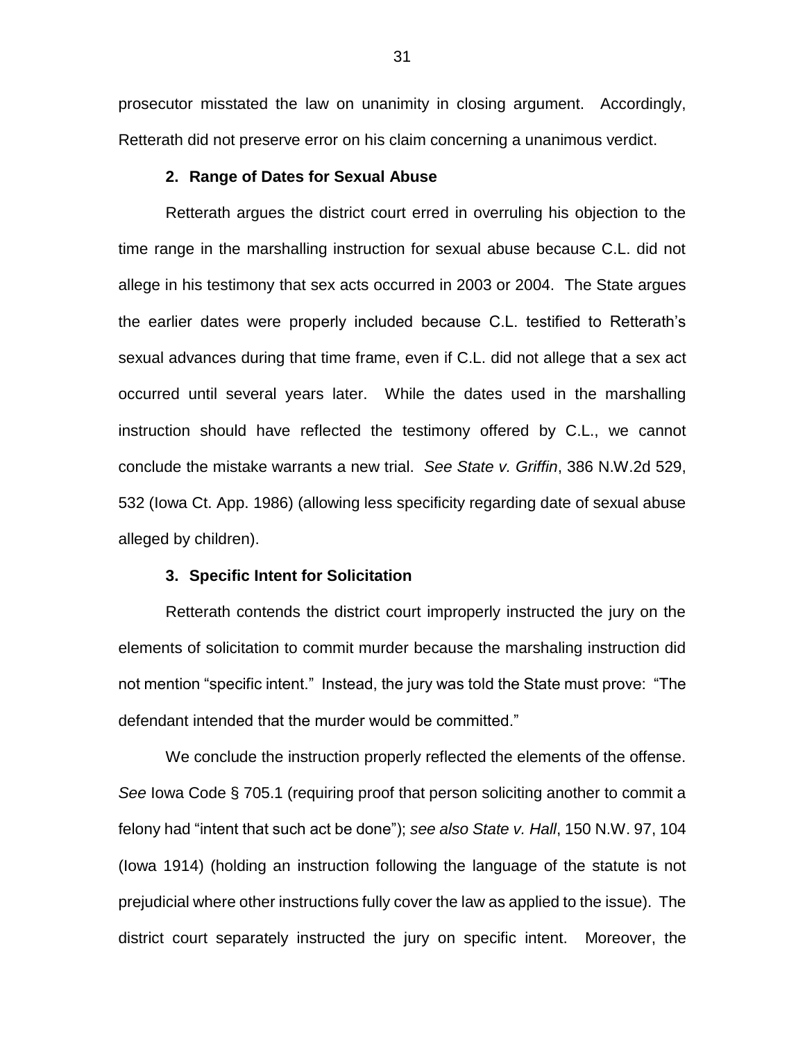prosecutor misstated the law on unanimity in closing argument. Accordingly, Retterath did not preserve error on his claim concerning a unanimous verdict.

### 2. Range of Dates for Sexual Abuse

Retterath argues the district court erred in overruling his objection to the time range in the marshalling instruction for sexual abuse because C.L. did not allege in his testimony that sex acts occurred in 2003 or 2004. The State argues the earlier dates were properly included because C.L. testified to Retterath's sexual advances during that time frame, even if C.L. did not allege that a sex act occurred until several years later. While the dates used in the marshalling instruction should have reflected the testimony offered by C.L., we cannot conclude the mistake warrants a new trial. *See State v. Griffin*, 386 N.W.2d 529, 532 (Iowa Ct. App. 1986) (allowing less specificity regarding date of sexual abuse alleged by children).

### 3. Specific Intent for Solicitation

Retterath contends the district court improperly instructed the jury on the elements of solicitation to commit murder because the marshaling instruction did not mention "specific intent." Instead, the jury was told the State must prove: "The defendant intended that the murder would be committed."

We conclude the instruction properly reflected the elements of the offense. *See* Iowa Code § 705.1 (requiring proof that person soliciting another to commit a felony had "intent that such act be done"); *see also State v. Hall*, 150 N.W. 97, 104 (Iowa 1914) (holding an instruction following the language of the statute is not prejudicial where other instructions fully cover the law as applied to the issue). The district court separately instructed the jury on specific intent. Moreover, the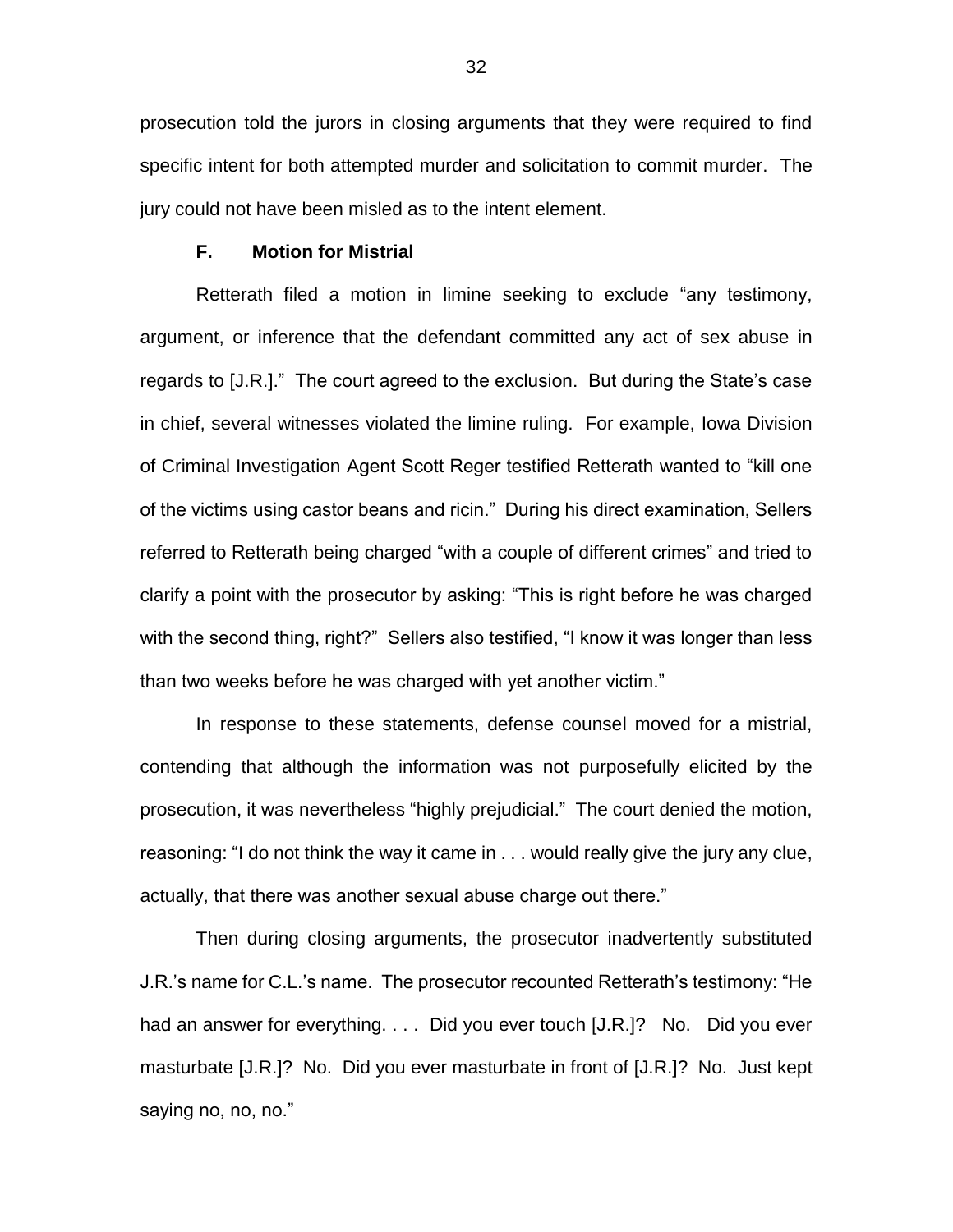prosecution told the jurors in closing arguments that they were required to find specific intent for both attempted murder and solicitation to commit murder. The jury could not have been misled as to the intent element.

### F. Motion for Mistrial

Retterath filed a motion in limine seeking to exclude "any testimony, argument, or inference that the defendant committed any act of sex abuse in regards to [J.R.]." The court agreed to the exclusion. But during the State's case in chief, several witnesses violated the limine ruling. For example, Iowa Division of Criminal Investigation Agent Scott Reger testified Retterath wanted to "kill one of the victims using castor beans and ricin." During his direct examination, Sellers referred to Retterath being charged "with a couple of different crimes" and tried to clarify a point with the prosecutor by asking: "This is right before he was charged with the second thing, right?" Sellers also testified, "I know it was longer than less than two weeks before he was charged with yet another victim."

In response to these statements, defense counsel moved for a mistrial, contending that although the information was not purposefully elicited by the prosecution, it was nevertheless "highly prejudicial." The court denied the motion, reasoning: "I do not think the way it came in . . . would really give the jury any clue, actually, that there was another sexual abuse charge out there."

Then during closing arguments, the prosecutor inadvertently substituted J.R.'s name for C.L.'s name. The prosecutor recounted Retterath's testimony: "He had an answer for everything. . . . Did you ever touch [J.R.]? No. Did you ever masturbate [J.R.]? No. Did you ever masturbate in front of [J.R.]? No. Just kept saying no, no, no."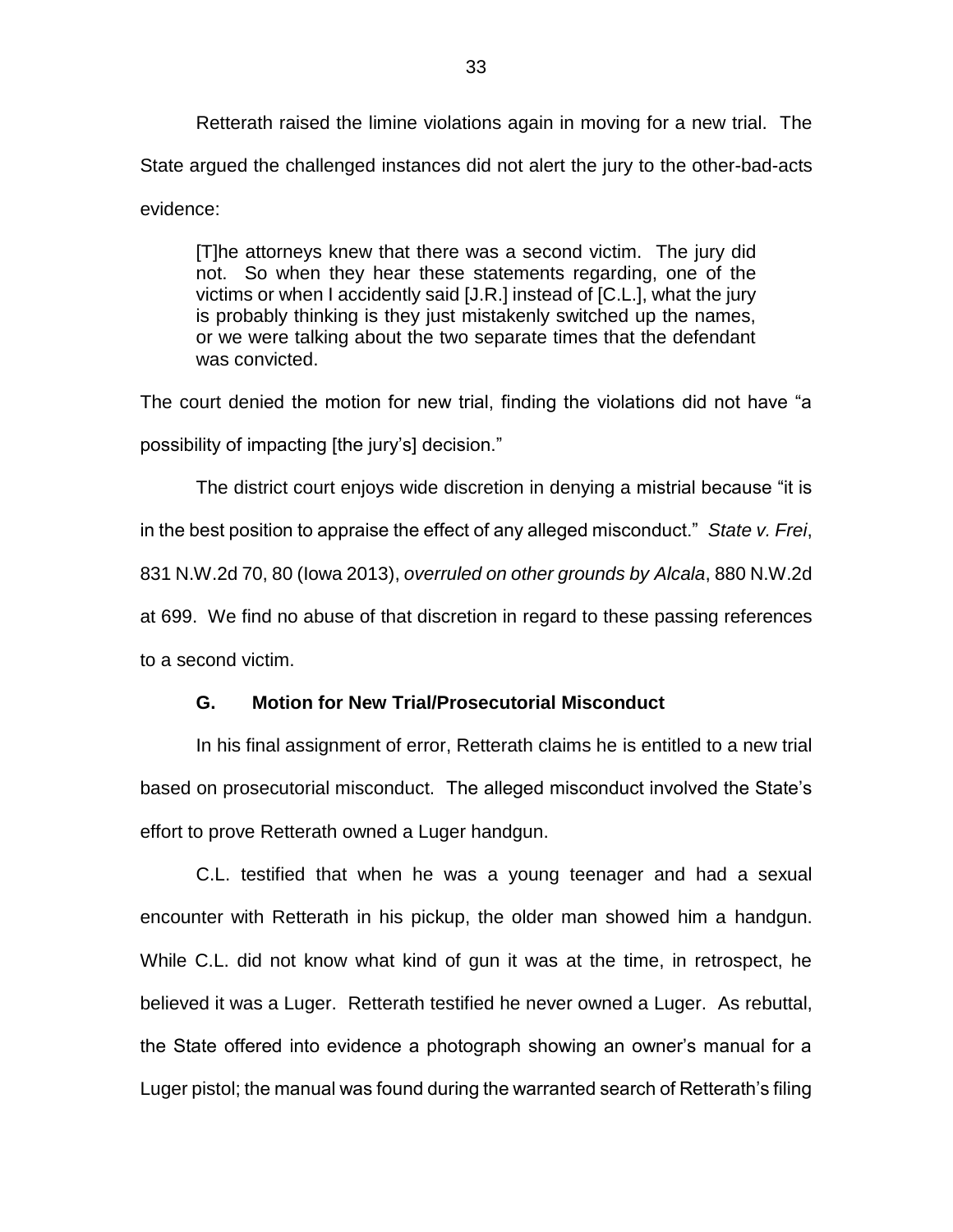Retterath raised the limine violations again in moving for a new trial. The State argued the challenged instances did not alert the jury to the other-bad-acts evidence:

> [T]he attorneys knew that there was a second victim. The jury did not. So when they hear these statements regarding, one of the victims or when I accidently said [J.R.] instead of [C.L.], what the jury is probably thinking is they just mistakenly switched up the names, or we were talking about the two separate times that the defendant was convicted.

The court denied the motion for new trial, finding the violations did not have "a possibility of impacting [the jury's] decision."

The district court enjoys wide discretion in denying a mistrial because "it is in the best position to appraise the effect of any alleged misconduct." *State v. Frei*, 831 N.W.2d 70, 80 (Iowa 2013), *overruled on other grounds by Alcala*, 880 N.W.2d at 699. We find no abuse of that discretion in regard to these passing references to a second victim.

### G. Motion for New Trial/Prosecutorial Misconduct

In his final assignment of error, Retterath claims he is entitled to a new trial based on prosecutorial misconduct. The alleged misconduct involved the State's effort to prove Retterath owned a Luger handgun.

C.L. testified that when he was a young teenager and had a sexual encounter with Retterath in his pickup, the older man showed him a handgun. While C.L. did not know what kind of gun it was at the time, in retrospect, he believed it was a Luger. Retterath testified he never owned a Luger. As rebuttal, the State offered into evidence a photograph showing an owner's manual for a Luger pistol; the manual was found during the warranted search of Retterath's filing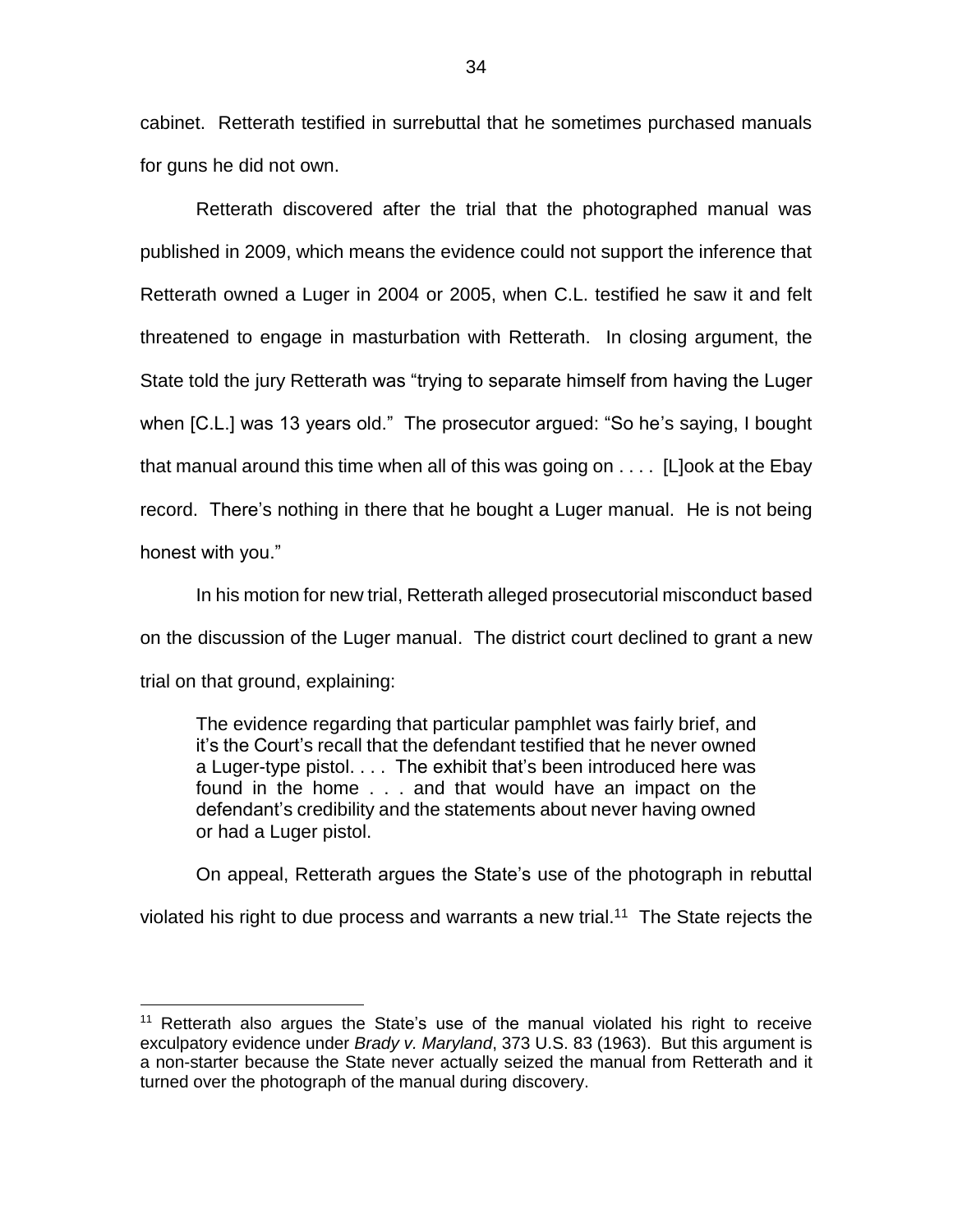cabinet. Retterath testified in surrebuttal that he sometimes purchased manuals for guns he did not own.

Retterath discovered after the trial that the photographed manual was published in 2009, which means the evidence could not support the inference that Retterath owned a Luger in 2004 or 2005, when C.L. testified he saw it and felt threatened to engage in masturbation with Retterath. In closing argument, the State told the jury Retterath was "trying to separate himself from having the Luger when [C.L.] was 13 years old." The prosecutor argued: "So he's saying, I bought that manual around this time when all of this was going on . . . . [L]ook at the Ebay record. There's nothing in there that he bought a Luger manual. He is not being honest with you."

In his motion for new trial, Retterath alleged prosecutorial misconduct based on the discussion of the Luger manual. The district court declined to grant a new trial on that ground, explaining:

> The evidence regarding that particular pamphlet was fairly brief, and it's the Court's recall that the defendant testified that he never owned a Luger-type pistol. . . . The exhibit that's been introduced here was found in the home . . . and that would have an impact on the defendant's credibility and the statements about never having owned or had a Luger pistol.

On appeal, Retterath argues the State's use of the photograph in rebuttal violated his right to due process and warrants a new trial.[11] The State rejects the

---

[11] Retterath also argues the State's use of the manual violated his right to receive exculpatory evidence under *Brady v. Maryland*, 373 U.S. 83 (1963). But this argument is a non-starter because the State never actually seized the manual from Retterath and it turned over the photograph of the manual during discovery.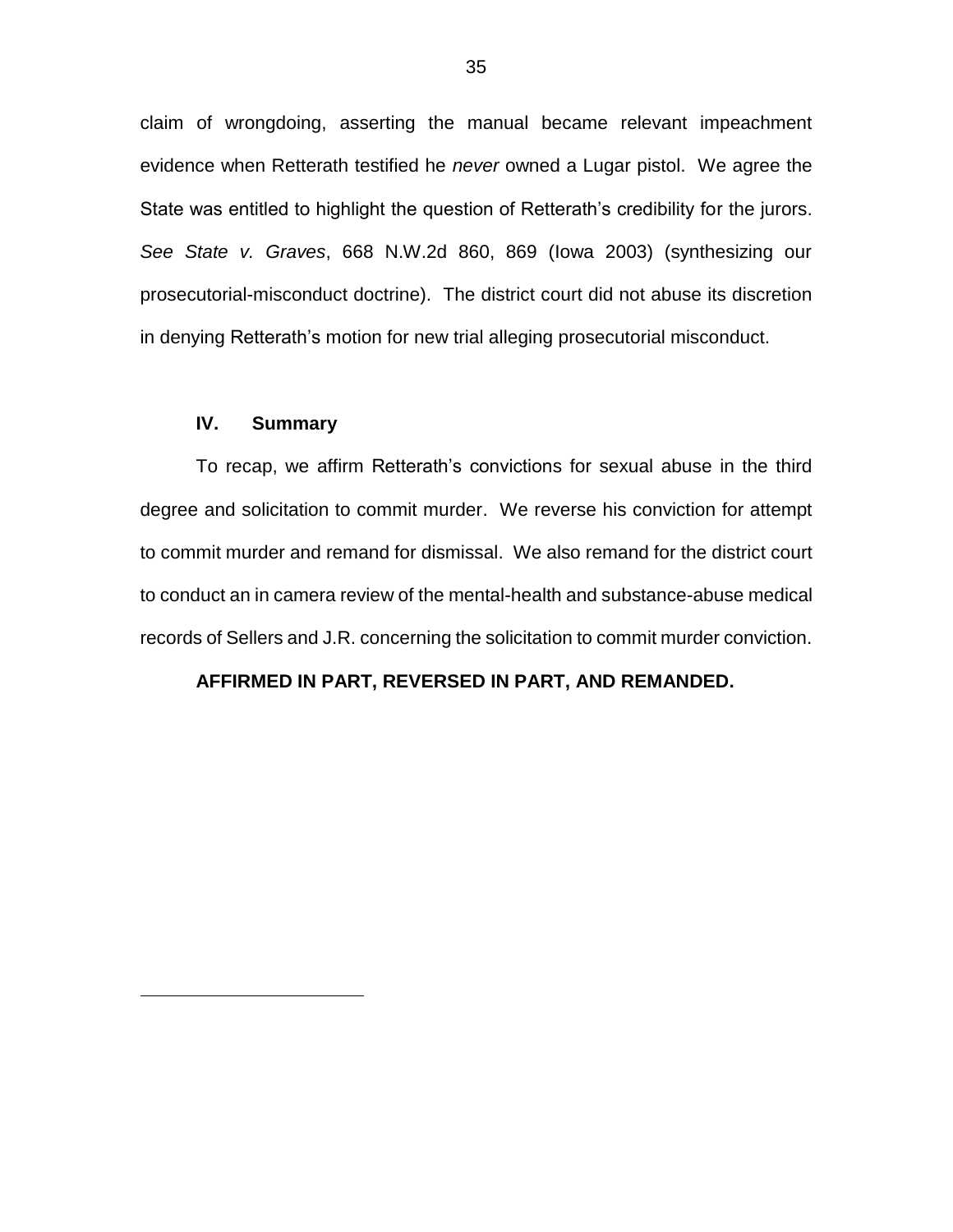claim of wrongdoing, asserting the manual became relevant impeachment evidence when Retterath testified he *never* owned a Lugar pistol. We agree the State was entitled to highlight the question of Retterath's credibility for the jurors. *See State v. Graves*, 668 N.W.2d 860, 869 (Iowa 2003) (synthesizing our prosecutorial-misconduct doctrine). The district court did not abuse its discretion in denying Retterath's motion for new trial alleging prosecutorial misconduct.

## IV. Summary

To recap, we affirm Retterath's convictions for sexual abuse in the third degree and solicitation to commit murder. We reverse his conviction for attempt to commit murder and remand for dismissal. We also remand for the district court to conduct an in camera review of the mental-health and substance-abuse medical records of Sellers and J.R. concerning the solicitation to commit murder conviction.

**AFFIRMED IN PART, REVERSED IN PART, AND REMANDED.**